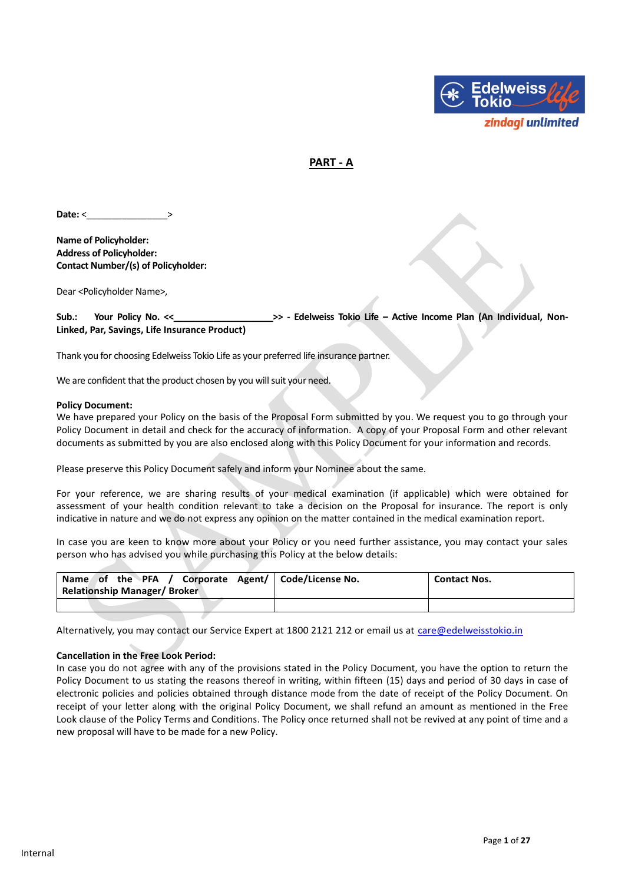## PART - A

**Date:** <\_\_\_\_\_\_\_\_\_\_\_\_\_\_\_\_>

**Name of Policyholder:**
**Address of Policyholder:**
**Contact Number/(s) of Policyholder:**

Dear <Policyholder Name>,

**Sub.: Your Policy No. <<\_\_\_\_\_\_\_\_\_\_\_\_\_\_\_\_\_\_\_>> - Edelweiss Tokio Life – Active Income Plan (An Individual, Non-Linked, Par, Savings, Life Insurance Product)**

Thank you for choosing Edelweiss Tokio Life as your preferred life insurance partner.

We are confident that the product chosen by you will suit your need.

**Policy Document:**
We have prepared your Policy on the basis of the Proposal Form submitted by you. We request you to go through your Policy Document in detail and check for the accuracy of information. A copy of your Proposal Form and other relevant documents as submitted by you are also enclosed along with this Policy Document for your information and records.

Please preserve this Policy Document safely and inform your Nominee about the same.

For your reference, we are sharing results of your medical examination (if applicable) which were obtained for assessment of your health condition relevant to take a decision on the Proposal for insurance. The report is only indicative in nature and we do not express any opinion on the matter contained in the medical examination report.

In case you are keen to know more about your Policy or you need further assistance, you may contact your sales person who has advised you while purchasing this Policy at the below details:

| Name of the PFA / Corporate Agent/ Relationship Manager/ Broker | Code/License No. | Contact Nos. |
|---|---|---|
| | | |

Alternatively, you may contact our Service Expert at 1800 2121 212 or email us at care@edelweisstokio.in

**Cancellation in the Free Look Period:**
In case you do not agree with any of the provisions stated in the Policy Document, you have the option to return the Policy Document to us stating the reasons thereof in writing, within fifteen (15) days and period of 30 days in case of electronic policies and policies obtained through distance mode from the date of receipt of the Policy Document. On receipt of your letter along with the original Policy Document, we shall refund an amount as mentioned in the Free Look clause of the Policy Terms and Conditions. The Policy once returned shall not be revived at any point of time and a new proposal will have to be made for a new Policy.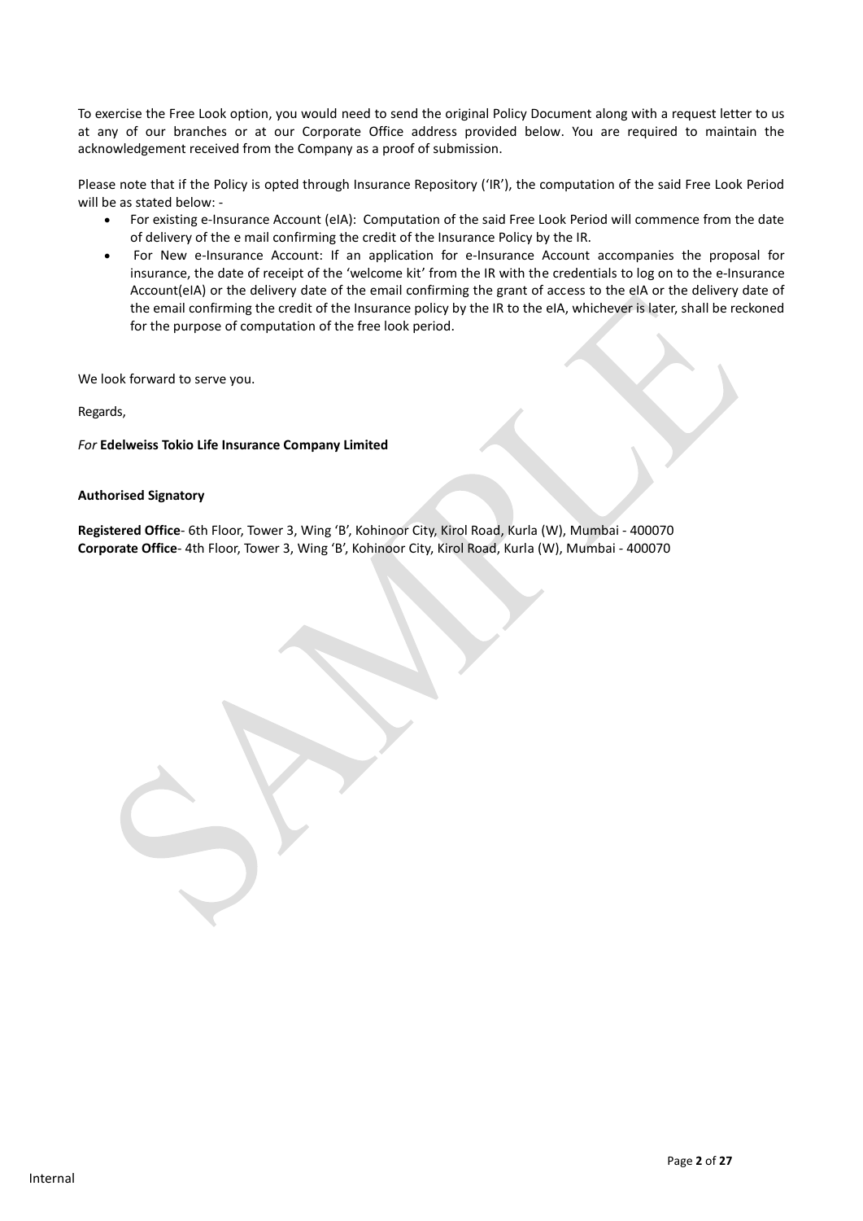To exercise the Free Look option, you would need to send the original Policy Document along with a request letter to us at any of our branches or at our Corporate Office address provided below. You are required to maintain the acknowledgement received from the Company as a proof of submission.

Please note that if the Policy is opted through Insurance Repository ('IR'), the computation of the said Free Look Period will be as stated below: -

- For existing e-Insurance Account (eIA): Computation of the said Free Look Period will commence from the date of delivery of the e mail confirming the credit of the Insurance Policy by the IR.
- For New e-Insurance Account: If an application for e-Insurance Account accompanies the proposal for insurance, the date of receipt of the 'welcome kit' from the IR with the credentials to log on to the e-Insurance Account(eIA) or the delivery date of the email confirming the grant of access to the eIA or the delivery date of the email confirming the credit of the Insurance policy by the IR to the eIA, whichever is later, shall be reckoned for the purpose of computation of the free look period.

We look forward to serve you.

Regards,

*For* **Edelweiss Tokio Life Insurance Company Limited**

**Authorised Signatory**

**Registered Office**- 6th Floor, Tower 3, Wing 'B', Kohinoor City, Kirol Road, Kurla (W), Mumbai - 400070
**Corporate Office**- 4th Floor, Tower 3, Wing 'B', Kohinoor City, Kirol Road, Kurla (W), Mumbai - 400070

Internal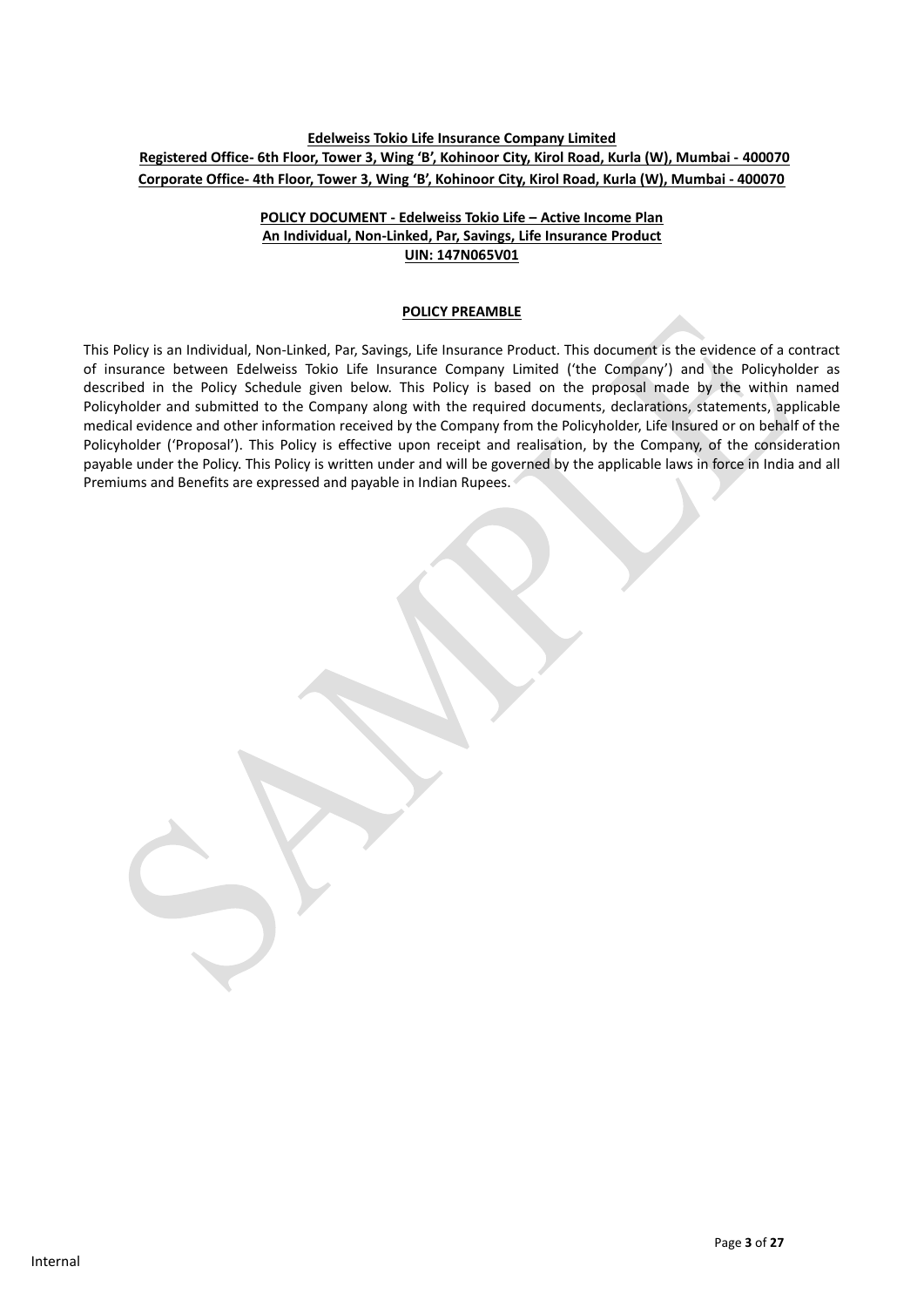**Edelweiss Tokio Life Insurance Company Limited**

**Registered Office- 6th Floor, Tower 3, Wing 'B', Kohinoor City, Kirol Road, Kurla (W), Mumbai - 400070**

**Corporate Office- 4th Floor, Tower 3, Wing 'B', Kohinoor City, Kirol Road, Kurla (W), Mumbai - 400070**

**POLICY DOCUMENT - Edelweiss Tokio Life – Active Income Plan**

**An Individual, Non-Linked, Par, Savings, Life Insurance Product**

**UIN: 147N065V01**

## POLICY PREAMBLE

This Policy is an Individual, Non-Linked, Par, Savings, Life Insurance Product. This document is the evidence of a contract of insurance between Edelweiss Tokio Life Insurance Company Limited ('the Company') and the Policyholder as described in the Policy Schedule given below. This Policy is based on the proposal made by the within named Policyholder and submitted to the Company along with the required documents, declarations, statements, applicable medical evidence and other information received by the Company from the Policyholder, Life Insured or on behalf of the Policyholder ('Proposal'). This Policy is effective upon receipt and realisation, by the Company, of the consideration payable under the Policy. This Policy is written under and will be governed by the applicable laws in force in India and all Premiums and Benefits are expressed and payable in Indian Rupees.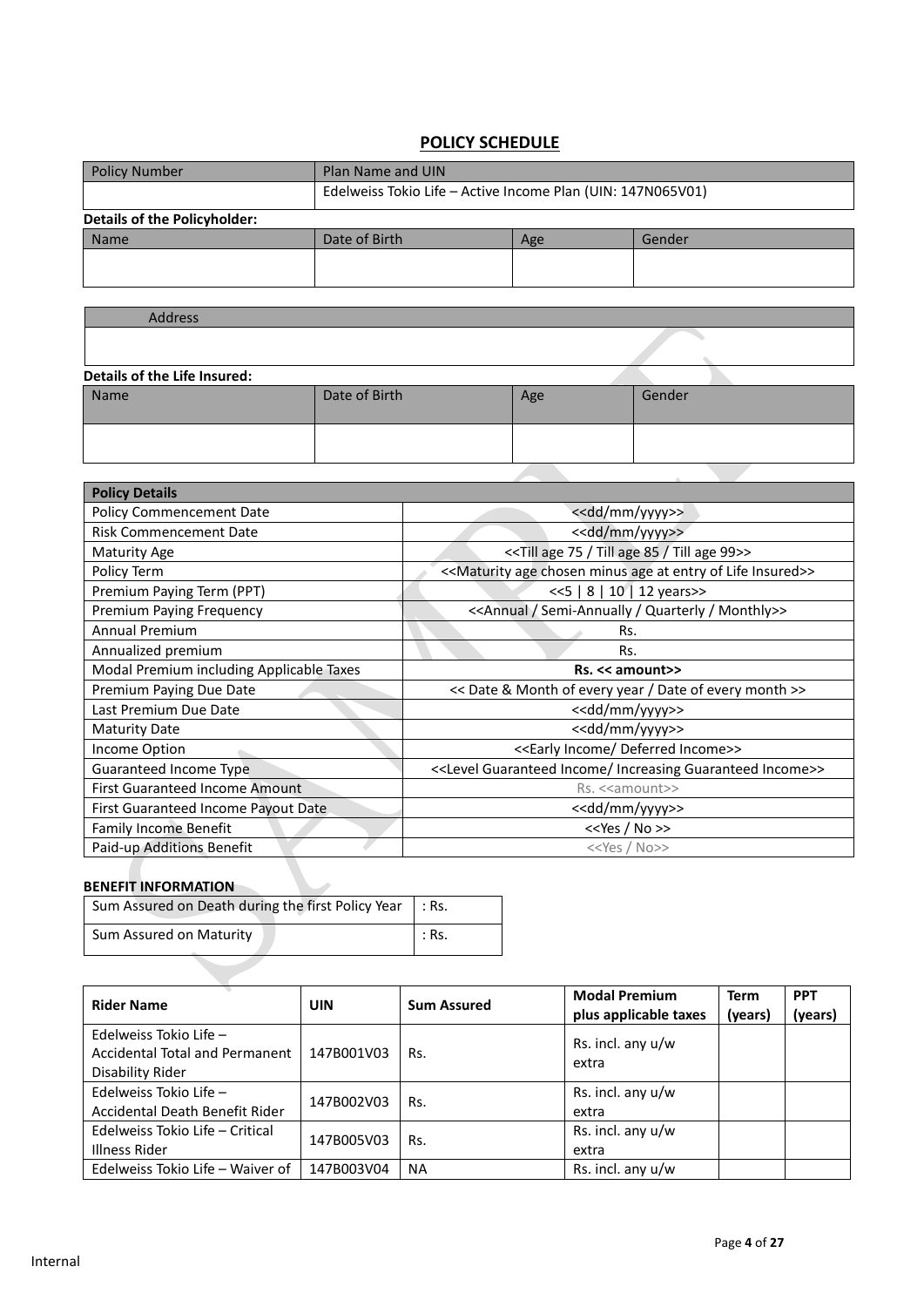## POLICY SCHEDULE

| Policy Number | Plan Name and UIN |
|---|---|
| | Edelweiss Tokio Life – Active Income Plan (UIN: 147N065V01) |

**Details of the Policyholder:**

| Name | Date of Birth | Age | Gender |
|---|---|---|---|
| | | | |

| Address |
|---|
| |

**Details of the Life Insured:**

| Name | Date of Birth | Age | Gender |
|---|---|---|---|
| | | | |

| Policy Details | |
|---|---|
| Policy Commencement Date | <<dd/mm/yyyy>> |
| Risk Commencement Date | <<dd/mm/yyyy>> |
| Maturity Age | <<Till age 75 / Till age 85 / Till age 99>> |
| Policy Term | <<Maturity age chosen minus age at entry of Life Insured>> |
| Premium Paying Term (PPT) | <<5 \| 8 \| 10 \| 12 years>> |
| Premium Paying Frequency | <<Annual / Semi-Annually / Quarterly / Monthly>> |
| Annual Premium | Rs. |
| Annualized premium | Rs. |
| Modal Premium including Applicable Taxes | **Rs. << amount>>** |
| Premium Paying Due Date | << Date & Month of every year / Date of every month >> |
| Last Premium Due Date | <<dd/mm/yyyy>> |
| Maturity Date | <<dd/mm/yyyy>> |
| Income Option | <<Early Income/ Deferred Income>> |
| Guaranteed Income Type | <<Level Guaranteed Income/ Increasing Guaranteed Income>> |
| First Guaranteed Income Amount | Rs. <<amount>> |
| First Guaranteed Income Payout Date | <<dd/mm/yyyy>> |
| Family Income Benefit | <<Yes / No >> |
| Paid-up Additions Benefit | <<Yes / No>> |

**BENEFIT INFORMATION**

| | |
|---|---|
| Sum Assured on Death during the first Policy Year | : Rs. |
| Sum Assured on Maturity | : Rs. |

| Rider Name | UIN | Sum Assured | Modal Premium plus applicable taxes | Term (years) | PPT (years) |
|---|---|---|---|---|---|
| Edelweiss Tokio Life – Accidental Total and Permanent Disability Rider | 147B001V03 | Rs. | Rs. incl. any u/w extra | | |
| Edelweiss Tokio Life – Accidental Death Benefit Rider | 147B002V03 | Rs. | Rs. incl. any u/w extra | | |
| Edelweiss Tokio Life – Critical Illness Rider | 147B005V03 | Rs. | Rs. incl. any u/w extra | | |
| Edelweiss Tokio Life – Waiver of | 147B003V04 | NA | Rs. incl. any u/w | | |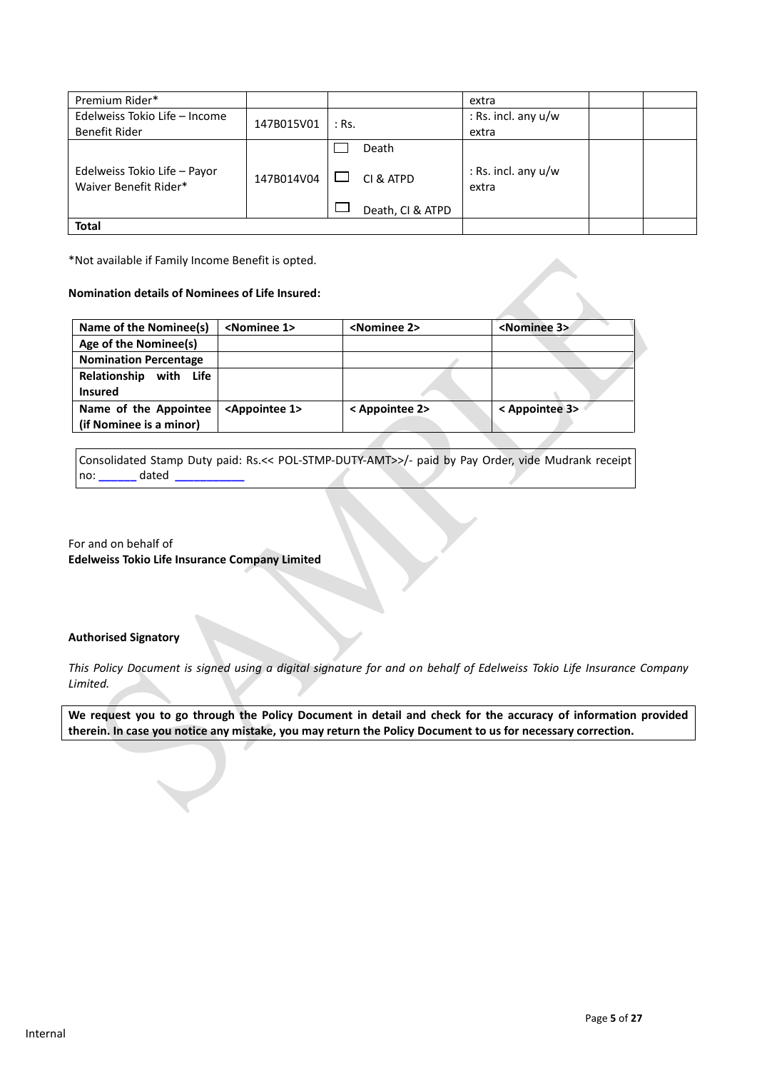| Premium Rider* | | | extra | | |
|---|---|---|---|---|---|
| Edelweiss Tokio Life – Income Benefit Rider | 147B015V01 | : Rs. | : Rs. incl. any u/w extra | | |
| Edelweiss Tokio Life – Payor Waiver Benefit Rider* | 147B014V04 | ☐ Death<br>☐ CI & ATPD<br>☐ Death, CI & ATPD | : Rs. incl. any u/w extra | | |
| **Total** | | | | | |

*Not available if Family Income Benefit is opted.

**Nomination details of Nominees of Life Insured:**

| **Name of the Nominee(s)** | **<Nominee 1>** | **<Nominee 2>** | **<Nominee 3>** |
|---|---|---|---|
| **Age of the Nominee(s)** | | | |
| **Nomination Percentage** | | | |
| **Relationship with Life Insured** | | | |
| **Name of the Appointee (if Nominee is a minor)** | **<Appointee 1>** | **< Appointee 2>** | **< Appointee 3>** |

Consolidated Stamp Duty paid: Rs.<< POL-STMP-DUTY-AMT>>/- paid by Pay Order, vide Mudrank receipt no: ______ dated __________

For and on behalf of
**Edelweiss Tokio Life Insurance Company Limited**

**Authorised Signatory**

*This Policy Document is signed using a digital signature for and on behalf of Edelweiss Tokio Life Insurance Company Limited.*

**We request you to go through the Policy Document in detail and check for the accuracy of information provided therein. In case you notice any mistake, you may return the Policy Document to us for necessary correction.**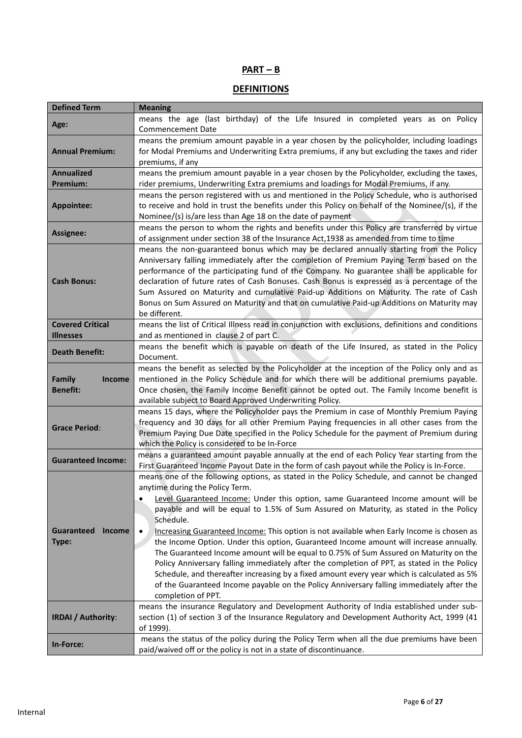# PART – B

## DEFINITIONS

| Defined Term | Meaning |
|---|---|
| **Age:** | means the age (last birthday) of the Life Insured in completed years as on Policy Commencement Date |
| **Annual Premium:** | means the premium amount payable in a year chosen by the policyholder, including loadings for Modal Premiums and Underwriting Extra premiums, if any but excluding the taxes and rider premiums, if any |
| **Annualized Premium:** | means the premium amount payable in a year chosen by the Policyholder, excluding the taxes, rider premiums, Underwriting Extra premiums and loadings for Modal Premiums, if any. |
| **Appointee:** | means the person registered with us and mentioned in the Policy Schedule, who is authorised to receive and hold in trust the benefits under this Policy on behalf of the Nominee/(s), if the Nominee/(s) is/are less than Age 18 on the date of payment |
| **Assignee:** | means the person to whom the rights and benefits under this Policy are transferred by virtue of assignment under section 38 of the Insurance Act,1938 as amended from time to time |
| **Cash Bonus:** | means the non-guaranteed bonus which may be declared annually starting from the Policy Anniversary falling immediately after the completion of Premium Paying Term based on the performance of the participating fund of the Company. No guarantee shall be applicable for declaration of future rates of Cash Bonuses. Cash Bonus is expressed as a percentage of the Sum Assured on Maturity and cumulative Paid-up Additions on Maturity. The rate of Cash Bonus on Sum Assured on Maturity and that on cumulative Paid-up Additions on Maturity may be different. |
| **Covered Critical Illnesses** | means the list of Critical Illness read in conjunction with exclusions, definitions and conditions and as mentioned in clause 2 of part C. |
| **Death Benefit:** | means the benefit which is payable on death of the Life Insured, as stated in the Policy Document. |
| **Family Income Benefit:** | means the benefit as selected by the Policyholder at the inception of the Policy only and as mentioned in the Policy Schedule and for which there will be additional premiums payable. Once chosen, the Family Income Benefit cannot be opted out. The Family Income benefit is available subject to Board Approved Underwriting Policy. |
| **Grace Period:** | means 15 days, where the Policyholder pays the Premium in case of Monthly Premium Paying frequency and 30 days for all other Premium Paying frequencies in all other cases from the Premium Paying Due Date specified in the Policy Schedule for the payment of Premium during which the Policy is considered to be In-Force |
| **Guaranteed Income:** | means a guaranteed amount payable annually at the end of each Policy Year starting from the First Guaranteed Income Payout Date in the form of cash payout while the Policy is In-Force. |
| **Guaranteed Income Type:** | means one of the following options, as stated in the Policy Schedule, and cannot be changed anytime during the Policy Term.<br>• Level Guaranteed Income: Under this option, same Guaranteed Income amount will be payable and will be equal to 1.5% of Sum Assured on Maturity, as stated in the Policy Schedule.<br>• Increasing Guaranteed Income: This option is not available when Early Income is chosen as the Income Option. Under this option, Guaranteed Income amount will increase annually. The Guaranteed Income amount will be equal to 0.75% of Sum Assured on Maturity on the Policy Anniversary falling immediately after the completion of PPT, as stated in the Policy Schedule, and thereafter increasing by a fixed amount every year which is calculated as 5% of the Guaranteed Income payable on the Policy Anniversary falling immediately after the completion of PPT. |
| **IRDAI / Authority:** | means the insurance Regulatory and Development Authority of India established under sub-section (1) of section 3 of the Insurance Regulatory and Development Authority Act, 1999 (41 of 1999). |
| **In-Force:** | means the status of the policy during the Policy Term when all the due premiums have been paid/waived off or the policy is not in a state of discontinuance. |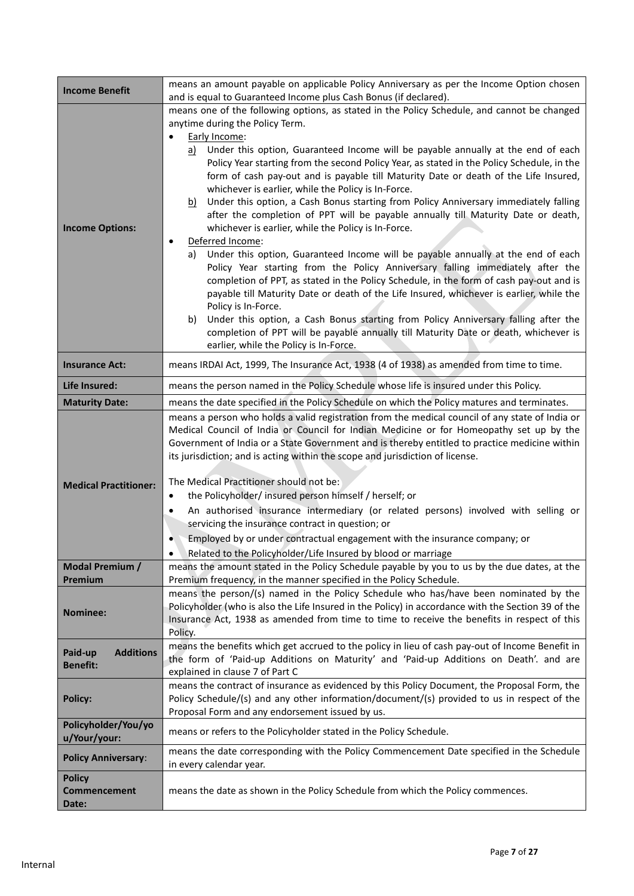| | |
|---|---|
| **Income Benefit** | means an amount payable on applicable Policy Anniversary as per the Income Option chosen and is equal to Guaranteed Income plus Cash Bonus (if declared). |
| **Income Options:** | means one of the following options, as stated in the Policy Schedule, and cannot be changed anytime during the Policy Term.<br>• Early Income:<br>a) Under this option, Guaranteed Income will be payable annually at the end of each Policy Year starting from the second Policy Year, as stated in the Policy Schedule, in the form of cash pay-out and is payable till Maturity Date or death of the Life Insured, whichever is earlier, while the Policy is In-Force.<br>b) Under this option, a Cash Bonus starting from Policy Anniversary immediately falling after the completion of PPT will be payable annually till Maturity Date or death, whichever is earlier, while the Policy is In-Force.<br>• Deferred Income:<br>a) Under this option, Guaranteed Income will be payable annually at the end of each Policy Year starting from the Policy Anniversary falling immediately after the completion of PPT, as stated in the Policy Schedule, in the form of cash pay-out and is payable till Maturity Date or death of the Life Insured, whichever is earlier, while the Policy is In-Force.<br>b) Under this option, a Cash Bonus starting from Policy Anniversary falling after the completion of PPT will be payable annually till Maturity Date or death, whichever is earlier, while the Policy is In-Force. |
| **Insurance Act:** | means IRDAI Act, 1999, The Insurance Act, 1938 (4 of 1938) as amended from time to time. |
| **Life Insured:** | means the person named in the Policy Schedule whose life is insured under this Policy. |
| **Maturity Date:** | means the date specified in the Policy Schedule on which the Policy matures and terminates. |
| **Medical Practitioner:** | means a person who holds a valid registration from the medical council of any state of India or Medical Council of India or Council for Indian Medicine or for Homeopathy set up by the Government of India or a State Government and is thereby entitled to practice medicine within its jurisdiction; and is acting within the scope and jurisdiction of license.<br><br>The Medical Practitioner should not be:<br>• the Policyholder/ insured person himself / herself; or<br>• An authorised insurance intermediary (or related persons) involved with selling or servicing the insurance contract in question; or<br>• Employed by or under contractual engagement with the insurance company; or<br>• Related to the Policyholder/Life Insured by blood or marriage |
| **Modal Premium / Premium** | means the amount stated in the Policy Schedule payable by you to us by the due dates, at the Premium frequency, in the manner specified in the Policy Schedule. |
| **Nominee:** | means the person/(s) named in the Policy Schedule who has/have been nominated by the Policyholder (who is also the Life Insured in the Policy) in accordance with the Section 39 of the Insurance Act, 1938 as amended from time to time to receive the benefits in respect of this Policy. |
| **Paid-up Additions Benefit:** | means the benefits which get accrued to the policy in lieu of cash pay-out of Income Benefit in the form of 'Paid-up Additions on Maturity' and 'Paid-up Additions on Death'. and are explained in clause 7 of Part C |
| **Policy:** | means the contract of insurance as evidenced by this Policy Document, the Proposal Form, the Policy Schedule/(s) and any other information/document/(s) provided to us in respect of the Proposal Form and any endorsement issued by us. |
| **Policyholder/You/you/Your/your:** | means or refers to the Policyholder stated in the Policy Schedule. |
| **Policy Anniversary**: | means the date corresponding with the Policy Commencement Date specified in the Schedule in every calendar year. |
| **Policy Commencement Date:** | means the date as shown in the Policy Schedule from which the Policy commences. |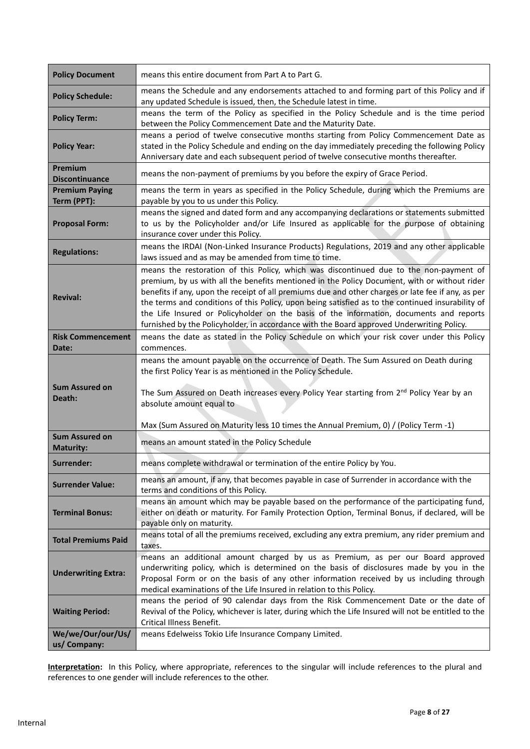| | |
|---|---|
| **Policy Document** | means this entire document from Part A to Part G. |
| **Policy Schedule:** | means the Schedule and any endorsements attached to and forming part of this Policy and if any updated Schedule is issued, then, the Schedule latest in time. |
| **Policy Term:** | means the term of the Policy as specified in the Policy Schedule and is the time period between the Policy Commencement Date and the Maturity Date. |
| **Policy Year:** | means a period of twelve consecutive months starting from Policy Commencement Date as stated in the Policy Schedule and ending on the day immediately preceding the following Policy Anniversary date and each subsequent period of twelve consecutive months thereafter. |
| **Premium Discontinuance** | means the non-payment of premiums by you before the expiry of Grace Period. |
| **Premium Paying Term (PPT):** | means the term in years as specified in the Policy Schedule, during which the Premiums are payable by you to us under this Policy. |
| **Proposal Form:** | means the signed and dated form and any accompanying declarations or statements submitted to us by the Policyholder and/or Life Insured as applicable for the purpose of obtaining insurance cover under this Policy. |
| **Regulations:** | means the IRDAI (Non-Linked Insurance Products) Regulations, 2019 and any other applicable laws issued and as may be amended from time to time. |
| **Revival:** | means the restoration of this Policy, which was discontinued due to the non-payment of premium, by us with all the benefits mentioned in the Policy Document, with or without rider benefits if any, upon the receipt of all premiums due and other charges or late fee if any, as per the terms and conditions of this Policy, upon being satisfied as to the continued insurability of the Life Insured or Policyholder on the basis of the information, documents and reports furnished by the Policyholder, in accordance with the Board approved Underwriting Policy. |
| **Risk Commencement Date:** | means the date as stated in the Policy Schedule on which your risk cover under this Policy commences. |
| **Sum Assured on Death:** | means the amount payable on the occurrence of Death. The Sum Assured on Death during the first Policy Year is as mentioned in the Policy Schedule.<br><br>The Sum Assured on Death increases every Policy Year starting from 2nd Policy Year by an absolute amount equal to<br><br>Max (Sum Assured on Maturity less 10 times the Annual Premium, 0) / (Policy Term -1) |
| **Sum Assured on Maturity:** | means an amount stated in the Policy Schedule |
| **Surrender:** | means complete withdrawal or termination of the entire Policy by You. |
| **Surrender Value:** | means an amount, if any, that becomes payable in case of Surrender in accordance with the terms and conditions of this Policy. |
| **Terminal Bonus:** | means an amount which may be payable based on the performance of the participating fund, either on death or maturity. For Family Protection Option, Terminal Bonus, if declared, will be payable only on maturity. |
| **Total Premiums Paid** | means total of all the premiums received, excluding any extra premium, any rider premium and taxes. |
| **Underwriting Extra:** | means an additional amount charged by us as Premium, as per our Board approved underwriting policy, which is determined on the basis of disclosures made by you in the Proposal Form or on the basis of any other information received by us including through medical examinations of the Life Insured in relation to this Policy. |
| **Waiting Period:** | means the period of 90 calendar days from the Risk Commencement Date or the date of Revival of the Policy, whichever is later, during which the Life Insured will not be entitled to the Critical Illness Benefit. |
| **We/we/Our/our/Us/us/ Company:** | means Edelweiss Tokio Life Insurance Company Limited. |

**Interpretation:** In this Policy, where appropriate, references to the singular will include references to the plural and references to one gender will include references to the other.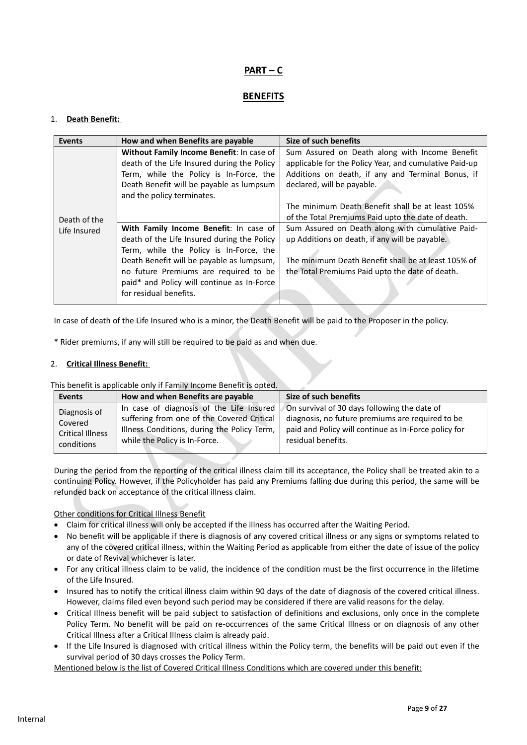## PART – C

## BENEFITS

1. **Death Benefit:**

| Events | How and when Benefits are payable | Size of such benefits |
|---|---|---|
| Death of the Life Insured | **Without Family Income Benefit**: In case of death of the Life Insured during the Policy Term, while the Policy is In-Force, the Death Benefit will be payable as lumpsum and the policy terminates. | Sum Assured on Death along with Income Benefit applicable for the Policy Year, and cumulative Paid-up Additions on death, if any and Terminal Bonus, if declared, will be payable.<br><br>The minimum Death Benefit shall be at least 105% of the Total Premiums Paid upto the date of death. |
| | **With Family Income Benefit**: In case of death of the Life Insured during the Policy Term, while the Policy is In-Force, the Death Benefit will be payable as lumpsum, no future Premiums are required to be paid* and Policy will continue as In-Force for residual benefits. | Sum Assured on Death along with cumulative Paid-up Additions on death, if any will be payable.<br><br>The minimum Death Benefit shall be at least 105% of the Total Premiums Paid upto the date of death. |

In case of death of the Life Insured who is a minor, the Death Benefit will be paid to the Proposer in the policy.

\* Rider premiums, if any will still be required to be paid as and when due.

2. **Critical Illness Benefit:**

This benefit is applicable only if Family Income Benefit is opted.

| Events | How and when Benefits are payable | Size of such benefits |
|---|---|---|
| Diagnosis of Covered Critical Illness conditions | In case of diagnosis of the Life Insured suffering from one of the Covered Critical Illness Conditions, during the Policy Term, while the Policy is In-Force. | On survival of 30 days following the date of diagnosis, no future premiums are required to be paid and Policy will continue as In-Force policy for residual benefits. |

During the period from the reporting of the critical illness claim till its acceptance, the Policy shall be treated akin to a continuing Policy. However, if the Policyholder has paid any Premiums falling due during this period, the same will be refunded back on acceptance of the critical illness claim.

Other conditions for Critical Illness Benefit

- Claim for critical illness will only be accepted if the illness has occurred after the Waiting Period.
- No benefit will be applicable if there is diagnosis of any covered critical illness or any signs or symptoms related to any of the covered critical illness, within the Waiting Period as applicable from either the date of issue of the policy or date of Revival whichever is later.
- For any critical illness claim to be valid, the incidence of the condition must be the first occurrence in the lifetime of the Life Insured.
- Insured has to notify the critical illness claim within 90 days of the date of diagnosis of the covered critical illness. However, claims filed even beyond such period may be considered if there are valid reasons for the delay.
- Critical Illness benefit will be paid subject to satisfaction of definitions and exclusions, only once in the complete Policy Term. No benefit will be paid on re-occurrences of the same Critical Illness or on diagnosis of any other Critical Illness after a Critical Illness claim is already paid.
- If the Life Insured is diagnosed with critical illness within the Policy term, the benefits will be paid out even if the survival period of 30 days crosses the Policy Term.

Mentioned below is the list of Covered Critical Illness Conditions which are covered under this benefit: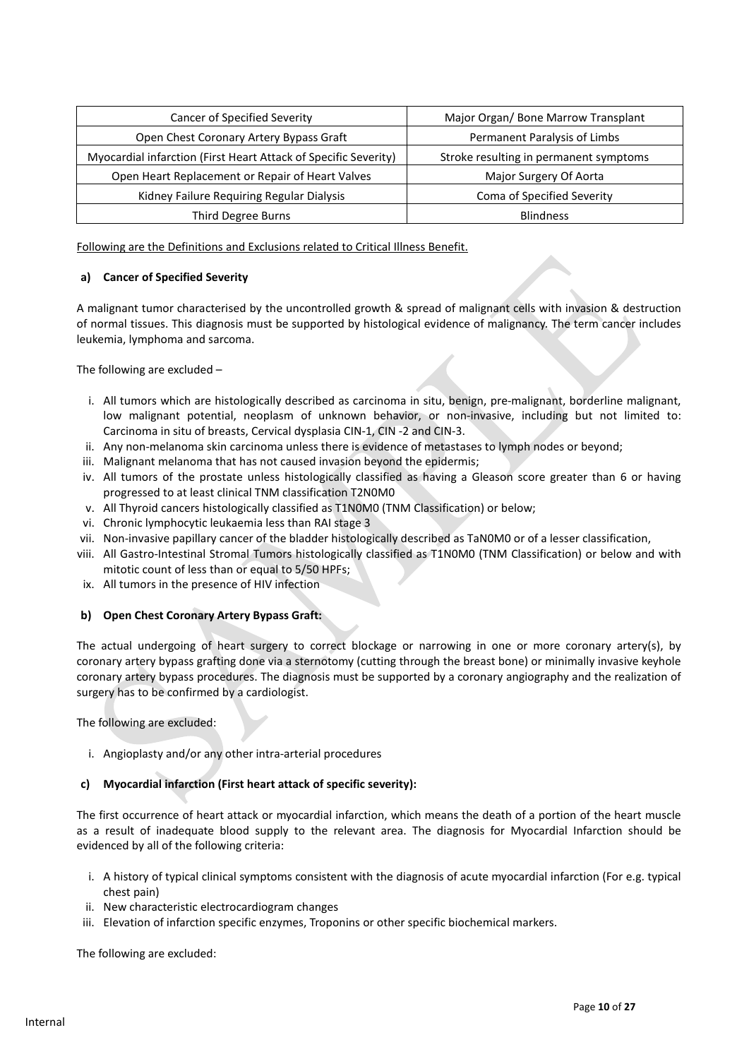| Cancer of Specified Severity | Major Organ/ Bone Marrow Transplant |
|---|---|
| Open Chest Coronary Artery Bypass Graft | Permanent Paralysis of Limbs |
| Myocardial infarction (First Heart Attack of Specific Severity) | Stroke resulting in permanent symptoms |
| Open Heart Replacement or Repair of Heart Valves | Major Surgery Of Aorta |
| Kidney Failure Requiring Regular Dialysis | Coma of Specified Severity |
| Third Degree Burns | Blindness |

Following are the Definitions and Exclusions related to Critical Illness Benefit.

**a) Cancer of Specified Severity**

A malignant tumor characterised by the uncontrolled growth & spread of malignant cells with invasion & destruction of normal tissues. This diagnosis must be supported by histological evidence of malignancy. The term cancer includes leukemia, lymphoma and sarcoma.

The following are excluded –

i. All tumors which are histologically described as carcinoma in situ, benign, pre-malignant, borderline malignant, low malignant potential, neoplasm of unknown behavior, or non-invasive, including but not limited to: Carcinoma in situ of breasts, Cervical dysplasia CIN-1, CIN -2 and CIN-3.
ii. Any non-melanoma skin carcinoma unless there is evidence of metastases to lymph nodes or beyond;
iii. Malignant melanoma that has not caused invasion beyond the epidermis;
iv. All tumors of the prostate unless histologically classified as having a Gleason score greater than 6 or having progressed to at least clinical TNM classification T2N0M0
v. All Thyroid cancers histologically classified as T1N0M0 (TNM Classification) or below;
vi. Chronic lymphocytic leukaemia less than RAI stage 3
vii. Non-invasive papillary cancer of the bladder histologically described as TaN0M0 or of a lesser classification,
viii. All Gastro-Intestinal Stromal Tumors histologically classified as T1N0M0 (TNM Classification) or below and with mitotic count of less than or equal to 5/50 HPFs;
ix. All tumors in the presence of HIV infection

**b) Open Chest Coronary Artery Bypass Graft:**

The actual undergoing of heart surgery to correct blockage or narrowing in one or more coronary artery(s), by coronary artery bypass grafting done via a sternotomy (cutting through the breast bone) or minimally invasive keyhole coronary artery bypass procedures. The diagnosis must be supported by a coronary angiography and the realization of surgery has to be confirmed by a cardiologist.

The following are excluded:

i. Angioplasty and/or any other intra-arterial procedures

**c) Myocardial infarction (First heart attack of specific severity):**

The first occurrence of heart attack or myocardial infarction, which means the death of a portion of the heart muscle as a result of inadequate blood supply to the relevant area. The diagnosis for Myocardial Infarction should be evidenced by all of the following criteria:

i. A history of typical clinical symptoms consistent with the diagnosis of acute myocardial infarction (For e.g. typical chest pain)
ii. New characteristic electrocardiogram changes
iii. Elevation of infarction specific enzymes, Troponins or other specific biochemical markers.

The following are excluded: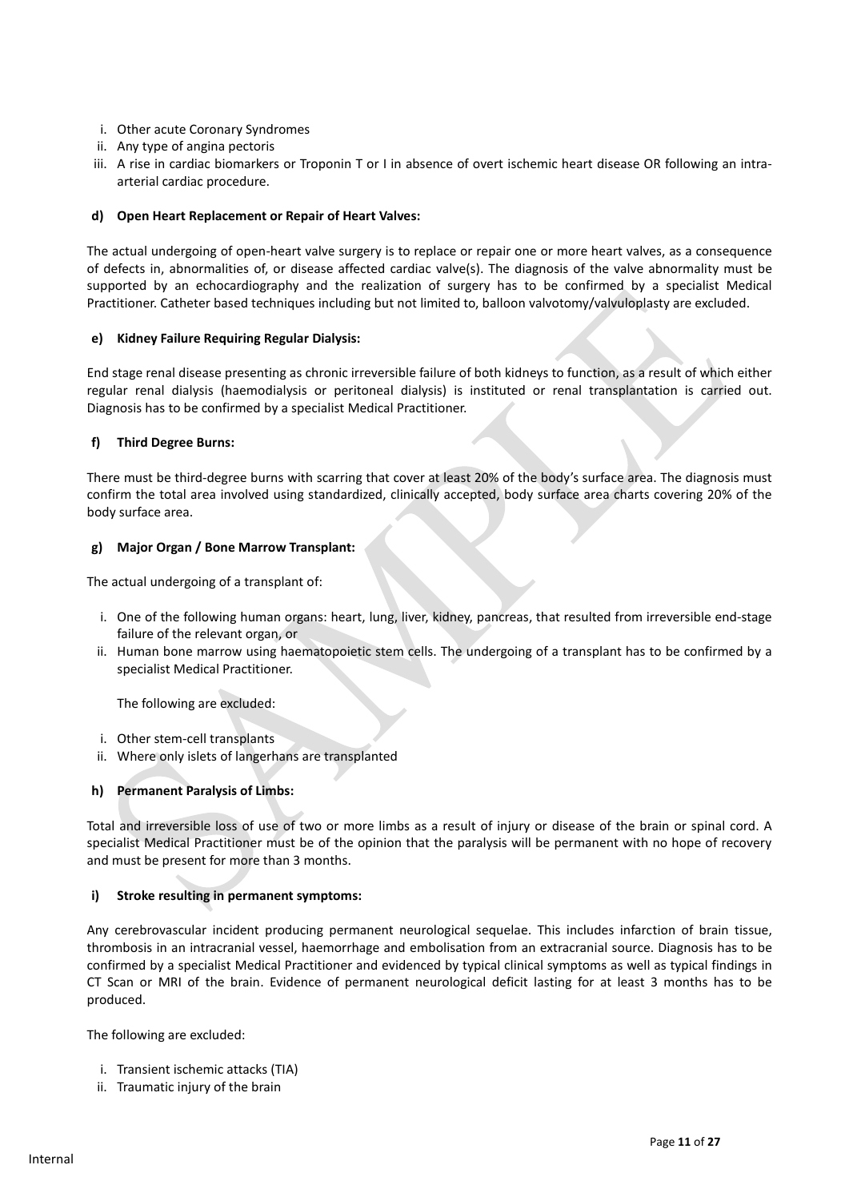i. Other acute Coronary Syndromes
ii. Any type of angina pectoris
iii. A rise in cardiac biomarkers or Troponin T or I in absence of overt ischemic heart disease OR following an intra-arterial cardiac procedure.

**d) Open Heart Replacement or Repair of Heart Valves:**

The actual undergoing of open-heart valve surgery is to replace or repair one or more heart valves, as a consequence of defects in, abnormalities of, or disease affected cardiac valve(s). The diagnosis of the valve abnormality must be supported by an echocardiography and the realization of surgery has to be confirmed by a specialist Medical Practitioner. Catheter based techniques including but not limited to, balloon valvotomy/valvuloplasty are excluded.

**e) Kidney Failure Requiring Regular Dialysis:**

End stage renal disease presenting as chronic irreversible failure of both kidneys to function, as a result of which either regular renal dialysis (haemodialysis or peritoneal dialysis) is instituted or renal transplantation is carried out. Diagnosis has to be confirmed by a specialist Medical Practitioner.

**f) Third Degree Burns:**

There must be third-degree burns with scarring that cover at least 20% of the body's surface area. The diagnosis must confirm the total area involved using standardized, clinically accepted, body surface area charts covering 20% of the body surface area.

**g) Major Organ / Bone Marrow Transplant:**

The actual undergoing of a transplant of:

i. One of the following human organs: heart, lung, liver, kidney, pancreas, that resulted from irreversible end-stage failure of the relevant organ, or
ii. Human bone marrow using haematopoietic stem cells. The undergoing of a transplant has to be confirmed by a specialist Medical Practitioner.

The following are excluded:

i. Other stem-cell transplants
ii. Where only islets of langerhans are transplanted

**h) Permanent Paralysis of Limbs:**

Total and irreversible loss of use of two or more limbs as a result of injury or disease of the brain or spinal cord. A specialist Medical Practitioner must be of the opinion that the paralysis will be permanent with no hope of recovery and must be present for more than 3 months.

**i) Stroke resulting in permanent symptoms:**

Any cerebrovascular incident producing permanent neurological sequelae. This includes infarction of brain tissue, thrombosis in an intracranial vessel, haemorrhage and embolisation from an extracranial source. Diagnosis has to be confirmed by a specialist Medical Practitioner and evidenced by typical clinical symptoms as well as typical findings in CT Scan or MRI of the brain. Evidence of permanent neurological deficit lasting for at least 3 months has to be produced.

The following are excluded:

i. Transient ischemic attacks (TIA)
ii. Traumatic injury of the brain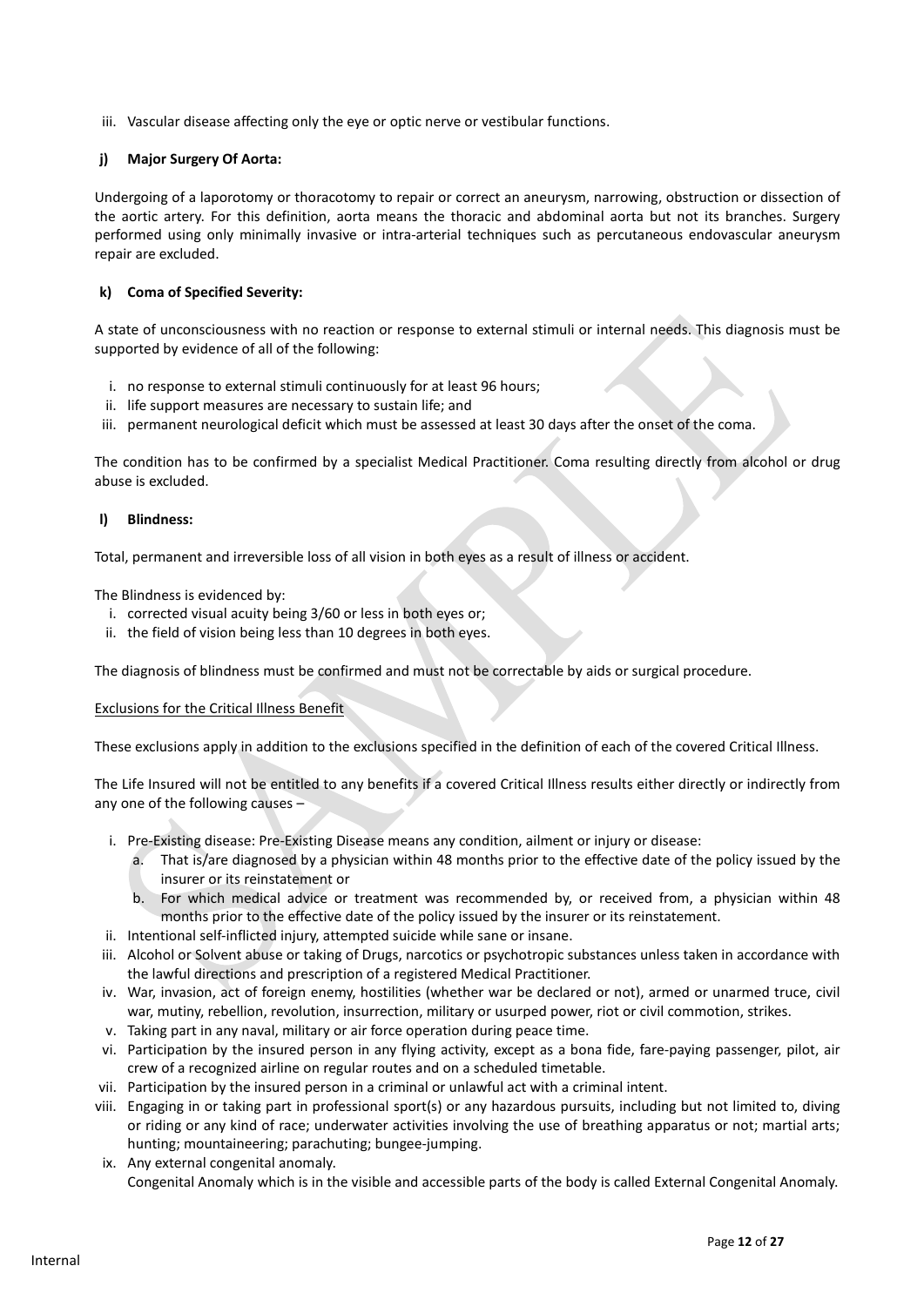iii. Vascular disease affecting only the eye or optic nerve or vestibular functions.

**j) Major Surgery Of Aorta:**

Undergoing of a laporotomy or thoracotomy to repair or correct an aneurysm, narrowing, obstruction or dissection of the aortic artery. For this definition, aorta means the thoracic and abdominal aorta but not its branches. Surgery performed using only minimally invasive or intra-arterial techniques such as percutaneous endovascular aneurysm repair are excluded.

**k) Coma of Specified Severity:**

A state of unconsciousness with no reaction or response to external stimuli or internal needs. This diagnosis must be supported by evidence of all of the following:

i. no response to external stimuli continuously for at least 96 hours;
ii. life support measures are necessary to sustain life; and
iii. permanent neurological deficit which must be assessed at least 30 days after the onset of the coma.

The condition has to be confirmed by a specialist Medical Practitioner. Coma resulting directly from alcohol or drug abuse is excluded.

**l) Blindness:**

Total, permanent and irreversible loss of all vision in both eyes as a result of illness or accident.

The Blindness is evidenced by:

i. corrected visual acuity being 3/60 or less in both eyes or;
ii. the field of vision being less than 10 degrees in both eyes.

The diagnosis of blindness must be confirmed and must not be correctable by aids or surgical procedure.

<u>Exclusions for the Critical Illness Benefit</u>

These exclusions apply in addition to the exclusions specified in the definition of each of the covered Critical Illness.

The Life Insured will not be entitled to any benefits if a covered Critical Illness results either directly or indirectly from any one of the following causes –

i. Pre-Existing disease: Pre-Existing Disease means any condition, ailment or injury or disease:
   a. That is/are diagnosed by a physician within 48 months prior to the effective date of the policy issued by the insurer or its reinstatement or
   b. For which medical advice or treatment was recommended by, or received from, a physician within 48 months prior to the effective date of the policy issued by the insurer or its reinstatement.
ii. Intentional self-inflicted injury, attempted suicide while sane or insane.
iii. Alcohol or Solvent abuse or taking of Drugs, narcotics or psychotropic substances unless taken in accordance with the lawful directions and prescription of a registered Medical Practitioner.
iv. War, invasion, act of foreign enemy, hostilities (whether war be declared or not), armed or unarmed truce, civil war, mutiny, rebellion, revolution, insurrection, military or usurped power, riot or civil commotion, strikes.
v. Taking part in any naval, military or air force operation during peace time.
vi. Participation by the insured person in any flying activity, except as a bona fide, fare-paying passenger, pilot, air crew of a recognized airline on regular routes and on a scheduled timetable.
vii. Participation by the insured person in a criminal or unlawful act with a criminal intent.
viii. Engaging in or taking part in professional sport(s) or any hazardous pursuits, including but not limited to, diving or riding or any kind of race; underwater activities involving the use of breathing apparatus or not; martial arts; hunting; mountaineering; parachuting; bungee-jumping.
ix. Any external congenital anomaly.
   Congenital Anomaly which is in the visible and accessible parts of the body is called External Congenital Anomaly.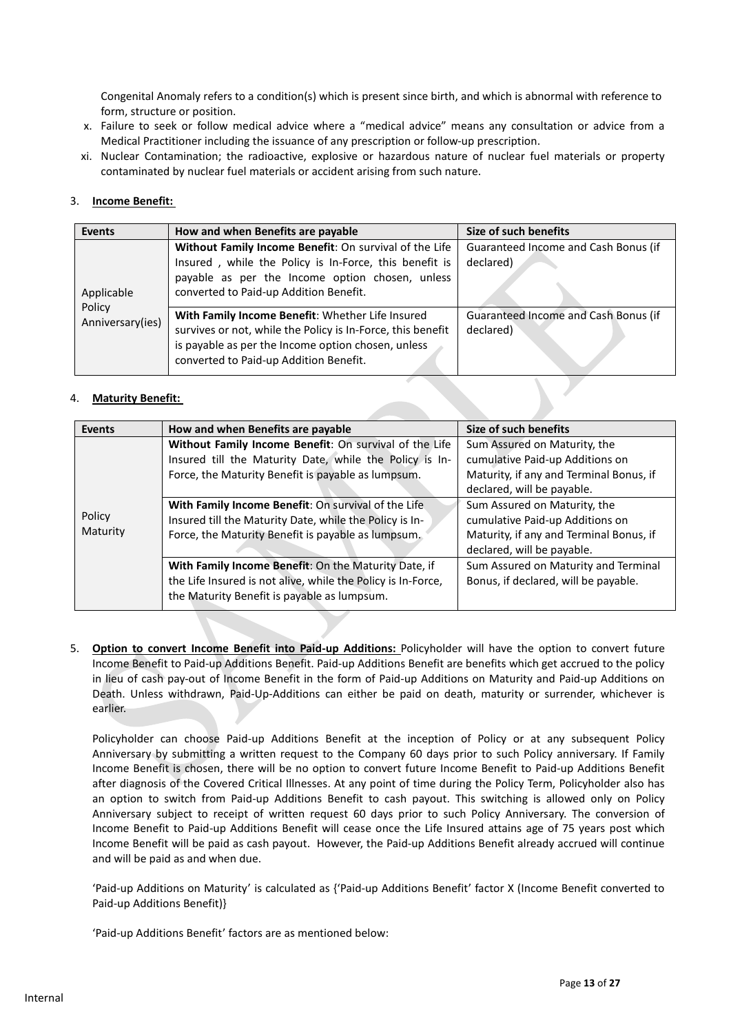Congenital Anomaly refers to a condition(s) which is present since birth, and which is abnormal with reference to form, structure or position.

x. Failure to seek or follow medical advice where a "medical advice" means any consultation or advice from a Medical Practitioner including the issuance of any prescription or follow-up prescription.

xi. Nuclear Contamination; the radioactive, explosive or hazardous nature of nuclear fuel materials or property contaminated by nuclear fuel materials or accident arising from such nature.

3. **Income Benefit:**

| Events | How and when Benefits are payable | Size of such benefits |
|---|---|---|
| Applicable Policy Anniversary(ies) | **Without Family Income Benefit**: On survival of the Life Insured , while the Policy is In-Force, this benefit is payable as per the Income option chosen, unless converted to Paid-up Addition Benefit. | Guaranteed Income and Cash Bonus (if declared) |
| | **With Family Income Benefit**: Whether Life Insured survives or not, while the Policy is In-Force, this benefit is payable as per the Income option chosen, unless converted to Paid-up Addition Benefit. | Guaranteed Income and Cash Bonus (if declared) |

4. **Maturity Benefit:**

| Events | How and when Benefits are payable | Size of such benefits |
|---|---|---|
| Policy Maturity | **Without Family Income Benefit**: On survival of the Life Insured till the Maturity Date, while the Policy is In-Force, the Maturity Benefit is payable as lumpsum. | Sum Assured on Maturity, the cumulative Paid-up Additions on Maturity, if any and Terminal Bonus, if declared, will be payable. |
| | **With Family Income Benefit**: On survival of the Life Insured till the Maturity Date, while the Policy is In-Force, the Maturity Benefit is payable as lumpsum. | Sum Assured on Maturity, the cumulative Paid-up Additions on Maturity, if any and Terminal Bonus, if declared, will be payable. |
| | **With Family Income Benefit**: On the Maturity Date, if the Life Insured is not alive, while the Policy is In-Force, the Maturity Benefit is payable as lumpsum. | Sum Assured on Maturity and Terminal Bonus, if declared, will be payable. |

5. **Option to convert Income Benefit into Paid-up Additions:** Policyholder will have the option to convert future Income Benefit to Paid-up Additions Benefit. Paid-up Additions Benefit are benefits which get accrued to the policy in lieu of cash pay-out of Income Benefit in the form of Paid-up Additions on Maturity and Paid-up Additions on Death. Unless withdrawn, Paid-Up-Additions can either be paid on death, maturity or surrender, whichever is earlier.

Policyholder can choose Paid-up Additions Benefit at the inception of Policy or at any subsequent Policy Anniversary by submitting a written request to the Company 60 days prior to such Policy anniversary. If Family Income Benefit is chosen, there will be no option to convert future Income Benefit to Paid-up Additions Benefit after diagnosis of the Covered Critical Illnesses. At any point of time during the Policy Term, Policyholder also has an option to switch from Paid-up Additions Benefit to cash payout. This switching is allowed only on Policy Anniversary subject to receipt of written request 60 days prior to such Policy Anniversary. The conversion of Income Benefit to Paid-up Additions Benefit will cease once the Life Insured attains age of 75 years post which Income Benefit will be paid as cash payout. However, the Paid-up Additions Benefit already accrued will continue and will be paid as and when due.

'Paid-up Additions on Maturity' is calculated as {'Paid-up Additions Benefit' factor X (Income Benefit converted to Paid-up Additions Benefit)}

'Paid-up Additions Benefit' factors are as mentioned below: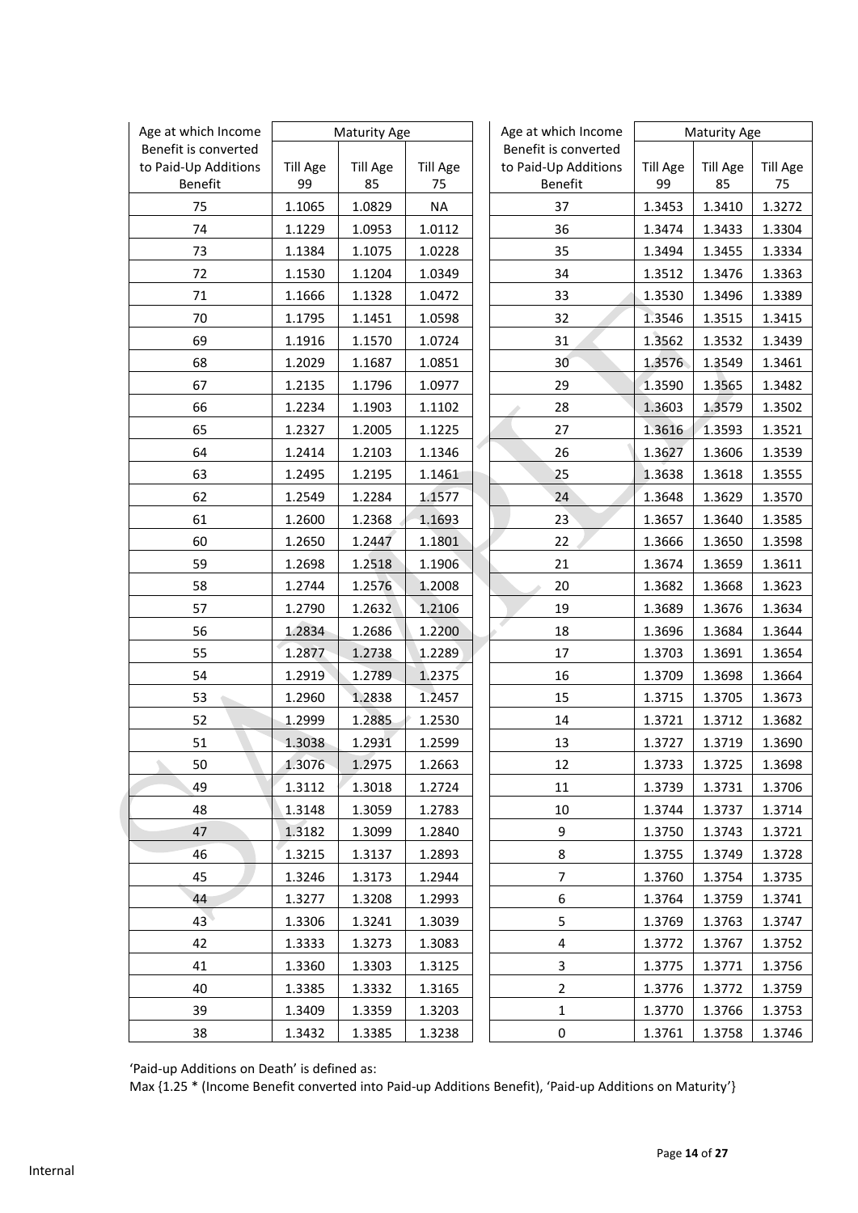| Age at which Income Benefit is converted to Paid-Up Additions Benefit | Maturity Age | | |
|---|---|---|---|
| | Till Age 99 | Till Age 85 | Till Age 75 |
| 75 | 1.1065 | 1.0829 | NA |
| 74 | 1.1229 | 1.0953 | 1.0112 |
| 73 | 1.1384 | 1.1075 | 1.0228 |
| 72 | 1.1530 | 1.1204 | 1.0349 |
| 71 | 1.1666 | 1.1328 | 1.0472 |
| 70 | 1.1795 | 1.1451 | 1.0598 |
| 69 | 1.1916 | 1.1570 | 1.0724 |
| 68 | 1.2029 | 1.1687 | 1.0851 |
| 67 | 1.2135 | 1.1796 | 1.0977 |
| 66 | 1.2234 | 1.1903 | 1.1102 |
| 65 | 1.2327 | 1.2005 | 1.1225 |
| 64 | 1.2414 | 1.2103 | 1.1346 |
| 63 | 1.2495 | 1.2195 | 1.1461 |
| 62 | 1.2549 | 1.2284 | 1.1577 |
| 61 | 1.2600 | 1.2368 | 1.1693 |
| 60 | 1.2650 | 1.2447 | 1.1801 |
| 59 | 1.2698 | 1.2518 | 1.1906 |
| 58 | 1.2744 | 1.2576 | 1.2008 |
| 57 | 1.2790 | 1.2632 | 1.2106 |
| 56 | 1.2834 | 1.2686 | 1.2200 |
| 55 | 1.2877 | 1.2738 | 1.2289 |
| 54 | 1.2919 | 1.2789 | 1.2375 |
| 53 | 1.2960 | 1.2838 | 1.2457 |
| 52 | 1.2999 | 1.2885 | 1.2530 |
| 51 | 1.3038 | 1.2931 | 1.2599 |
| 50 | 1.3076 | 1.2975 | 1.2663 |
| 49 | 1.3112 | 1.3018 | 1.2724 |
| 48 | 1.3148 | 1.3059 | 1.2783 |
| 47 | 1.3182 | 1.3099 | 1.2840 |
| 46 | 1.3215 | 1.3137 | 1.2893 |
| 45 | 1.3246 | 1.3173 | 1.2944 |
| 44 | 1.3277 | 1.3208 | 1.2993 |
| 43 | 1.3306 | 1.3241 | 1.3039 |
| 42 | 1.3333 | 1.3273 | 1.3083 |
| 41 | 1.3360 | 1.3303 | 1.3125 |
| 40 | 1.3385 | 1.3332 | 1.3165 |
| 39 | 1.3409 | 1.3359 | 1.3203 |
| 38 | 1.3432 | 1.3385 | 1.3238 |

| Age at which Income Benefit is converted to Paid-Up Additions Benefit | Maturity Age | | |
|---|---|---|---|
| | Till Age 99 | Till Age 85 | Till Age 75 |
| 37 | 1.3453 | 1.3410 | 1.3272 |
| 36 | 1.3474 | 1.3433 | 1.3304 |
| 35 | 1.3494 | 1.3455 | 1.3334 |
| 34 | 1.3512 | 1.3476 | 1.3363 |
| 33 | 1.3530 | 1.3496 | 1.3389 |
| 32 | 1.3546 | 1.3515 | 1.3415 |
| 31 | 1.3562 | 1.3532 | 1.3439 |
| 30 | 1.3576 | 1.3549 | 1.3461 |
| 29 | 1.3590 | 1.3565 | 1.3482 |
| 28 | 1.3603 | 1.3579 | 1.3502 |
| 27 | 1.3616 | 1.3593 | 1.3521 |
| 26 | 1.3627 | 1.3606 | 1.3539 |
| 25 | 1.3638 | 1.3618 | 1.3555 |
| 24 | 1.3648 | 1.3629 | 1.3570 |
| 23 | 1.3657 | 1.3640 | 1.3585 |
| 22 | 1.3666 | 1.3650 | 1.3598 |
| 21 | 1.3674 | 1.3659 | 1.3611 |
| 20 | 1.3682 | 1.3668 | 1.3623 |
| 19 | 1.3689 | 1.3676 | 1.3634 |
| 18 | 1.3696 | 1.3684 | 1.3644 |
| 17 | 1.3703 | 1.3691 | 1.3654 |
| 16 | 1.3709 | 1.3698 | 1.3664 |
| 15 | 1.3715 | 1.3705 | 1.3673 |
| 14 | 1.3721 | 1.3712 | 1.3682 |
| 13 | 1.3727 | 1.3719 | 1.3690 |
| 12 | 1.3733 | 1.3725 | 1.3698 |
| 11 | 1.3739 | 1.3731 | 1.3706 |
| 10 | 1.3744 | 1.3737 | 1.3714 |
| 9 | 1.3750 | 1.3743 | 1.3721 |
| 8 | 1.3755 | 1.3749 | 1.3728 |
| 7 | 1.3760 | 1.3754 | 1.3735 |
| 6 | 1.3764 | 1.3759 | 1.3741 |
| 5 | 1.3769 | 1.3763 | 1.3747 |
| 4 | 1.3772 | 1.3767 | 1.3752 |
| 3 | 1.3775 | 1.3771 | 1.3756 |
| 2 | 1.3776 | 1.3772 | 1.3759 |
| 1 | 1.3770 | 1.3766 | 1.3753 |
| 0 | 1.3761 | 1.3758 | 1.3746 |

'Paid-up Additions on Death' is defined as:

Max {1.25 * (Income Benefit converted into Paid-up Additions Benefit), 'Paid-up Additions on Maturity'}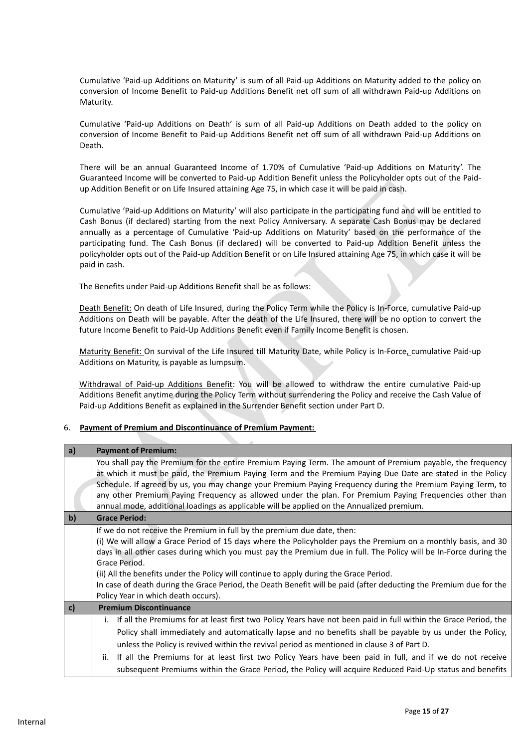Cumulative 'Paid-up Additions on Maturity' is sum of all Paid-up Additions on Maturity added to the policy on conversion of Income Benefit to Paid-up Additions Benefit net off sum of all withdrawn Paid-up Additions on Maturity.

Cumulative 'Paid-up Additions on Death' is sum of all Paid-up Additions on Death added to the policy on conversion of Income Benefit to Paid-up Additions Benefit net off sum of all withdrawn Paid-up Additions on Death.

There will be an annual Guaranteed Income of 1.70% of Cumulative 'Paid-up Additions on Maturity'. The Guaranteed Income will be converted to Paid-up Addition Benefit unless the Policyholder opts out of the Paid-up Addition Benefit or on Life Insured attaining Age 75, in which case it will be paid in cash.

Cumulative 'Paid-up Additions on Maturity' will also participate in the participating fund and will be entitled to Cash Bonus (if declared) starting from the next Policy Anniversary. A separate Cash Bonus may be declared annually as a percentage of Cumulative 'Paid-up Additions on Maturity' based on the performance of the participating fund. The Cash Bonus (if declared) will be converted to Paid-up Addition Benefit unless the policyholder opts out of the Paid-up Addition Benefit or on Life Insured attaining Age 75, in which case it will be paid in cash.

The Benefits under Paid-up Additions Benefit shall be as follows:

Death Benefit: On death of Life Insured, during the Policy Term while the Policy is In-Force, cumulative Paid-up Additions on Death will be payable. After the death of the Life Insured, there will be no option to convert the future Income Benefit to Paid-Up Additions Benefit even if Family Income Benefit is chosen.

Maturity Benefit: On survival of the Life Insured till Maturity Date, while Policy is In-Force, cumulative Paid-up Additions on Maturity, is payable as lumpsum.

Withdrawal of Paid-up Additions Benefit: You will be allowed to withdraw the entire cumulative Paid-up Additions Benefit anytime during the Policy Term without surrendering the Policy and receive the Cash Value of Paid-up Additions Benefit as explained in the Surrender Benefit section under Part D.

6. **Payment of Premium and Discontinuance of Premium Payment:**

| a) | **Payment of Premium:** |
|---|---|
| | You shall pay the Premium for the entire Premium Paying Term. The amount of Premium payable, the frequency at which it must be paid, the Premium Paying Term and the Premium Paying Due Date are stated in the Policy Schedule. If agreed by us, you may change your Premium Paying Frequency during the Premium Paying Term, to any other Premium Paying Frequency as allowed under the plan. For Premium Paying Frequencies other than annual mode, additional loadings as applicable will be applied on the Annualized premium. |
| **b)** | **Grace Period:** |
| | If we do not receive the Premium in full by the premium due date, then:<br>(i) We will allow a Grace Period of 15 days where the Policyholder pays the Premium on a monthly basis, and 30 days in all other cases during which you must pay the Premium due in full. The Policy will be In-Force during the Grace Period.<br>(ii) All the benefits under the Policy will continue to apply during the Grace Period.<br>In case of death during the Grace Period, the Death Benefit will be paid (after deducting the Premium due for the Policy Year in which death occurs). |
| **c)** | **Premium Discontinuance** |
| | i. If all the Premiums for at least first two Policy Years have not been paid in full within the Grace Period, the Policy shall immediately and automatically lapse and no benefits shall be payable by us under the Policy, unless the Policy is revived within the revival period as mentioned in clause 3 of Part D.<br>ii. If all the Premiums for at least first two Policy Years have been paid in full, and if we do not receive subsequent Premiums within the Grace Period, the Policy will acquire Reduced Paid-Up status and benefits |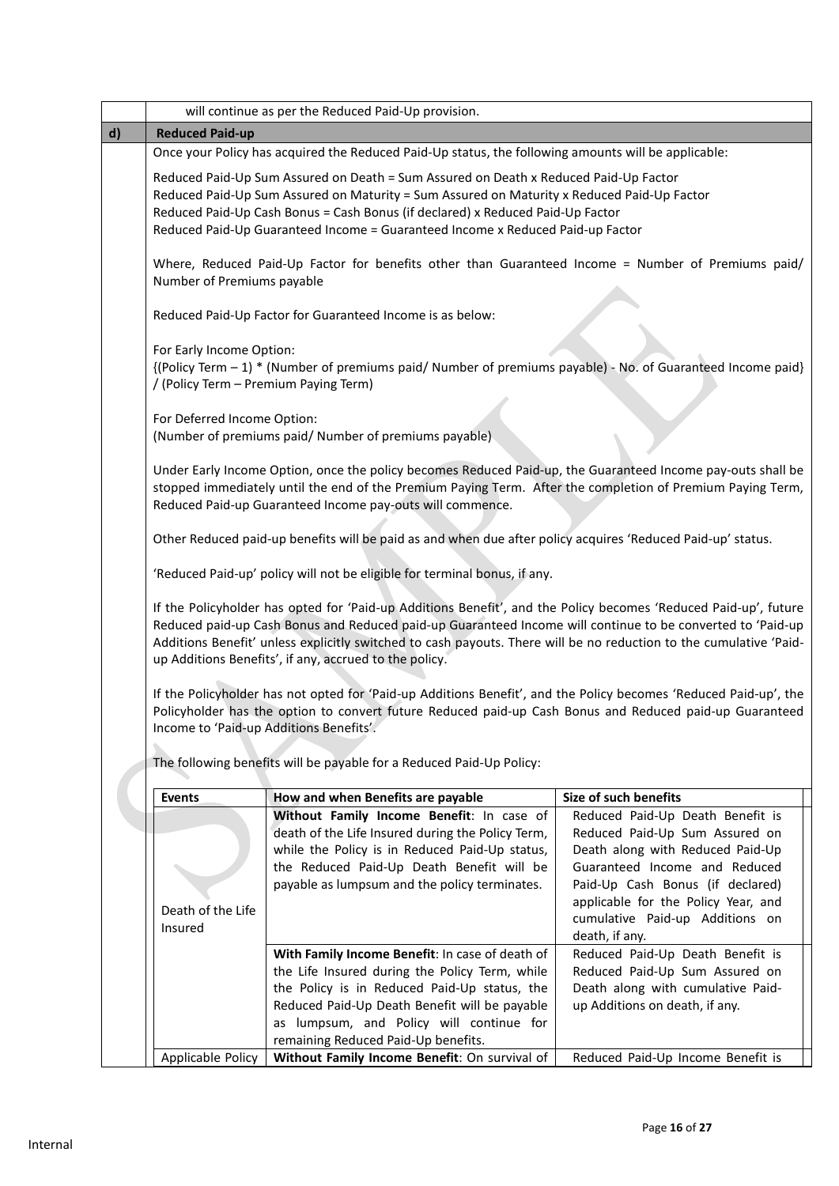will continue as per the Reduced Paid-Up provision.

## d) Reduced Paid-up

Once your Policy has acquired the Reduced Paid-Up status, the following amounts will be applicable:

Reduced Paid-Up Sum Assured on Death = Sum Assured on Death x Reduced Paid-Up Factor
Reduced Paid-Up Sum Assured on Maturity = Sum Assured on Maturity x Reduced Paid-Up Factor
Reduced Paid-Up Cash Bonus = Cash Bonus (if declared) x Reduced Paid-Up Factor
Reduced Paid-Up Guaranteed Income = Guaranteed Income x Reduced Paid-up Factor

Where, Reduced Paid-Up Factor for benefits other than Guaranteed Income = Number of Premiums paid/ Number of Premiums payable

Reduced Paid-Up Factor for Guaranteed Income is as below:

For Early Income Option:
{(Policy Term – 1) * (Number of premiums paid/ Number of premiums payable) - No. of Guaranteed Income paid} / (Policy Term – Premium Paying Term)

For Deferred Income Option:
(Number of premiums paid/ Number of premiums payable)

Under Early Income Option, once the policy becomes Reduced Paid-up, the Guaranteed Income pay-outs shall be stopped immediately until the end of the Premium Paying Term. After the completion of Premium Paying Term, Reduced Paid-up Guaranteed Income pay-outs will commence.

Other Reduced paid-up benefits will be paid as and when due after policy acquires 'Reduced Paid-up' status.

'Reduced Paid-up' policy will not be eligible for terminal bonus, if any.

If the Policyholder has opted for 'Paid-up Additions Benefit', and the Policy becomes 'Reduced Paid-up', future Reduced paid-up Cash Bonus and Reduced paid-up Guaranteed Income will continue to be converted to 'Paid-up Additions Benefit' unless explicitly switched to cash payouts. There will be no reduction to the cumulative 'Paid-up Additions Benefits', if any, accrued to the policy.

If the Policyholder has not opted for 'Paid-up Additions Benefit', and the Policy becomes 'Reduced Paid-up', the Policyholder has the option to convert future Reduced paid-up Cash Bonus and Reduced paid-up Guaranteed Income to 'Paid-up Additions Benefits'.

The following benefits will be payable for a Reduced Paid-Up Policy:

| Events | How and when Benefits are payable | Size of such benefits |
|---|---|---|
| Death of the Life Insured | **Without Family Income Benefit**: In case of death of the Life Insured during the Policy Term, while the Policy is in Reduced Paid-Up status, the Reduced Paid-Up Death Benefit will be payable as lumpsum and the policy terminates. | Reduced Paid-Up Death Benefit is Reduced Paid-Up Sum Assured on Death along with Reduced Paid-Up Guaranteed Income and Reduced Paid-Up Cash Bonus (if declared) applicable for the Policy Year, and cumulative Paid-up Additions on death, if any. |
| | **With Family Income Benefit**: In case of death of the Life Insured during the Policy Term, while the Policy is in Reduced Paid-Up status, the Reduced Paid-Up Death Benefit will be payable as lumpsum, and Policy will continue for remaining Reduced Paid-Up benefits. | Reduced Paid-Up Death Benefit is Reduced Paid-Up Sum Assured on Death along with cumulative Paid-up Additions on death, if any. |
| Applicable Policy | **Without Family Income Benefit**: On survival of | Reduced Paid-Up Income Benefit is |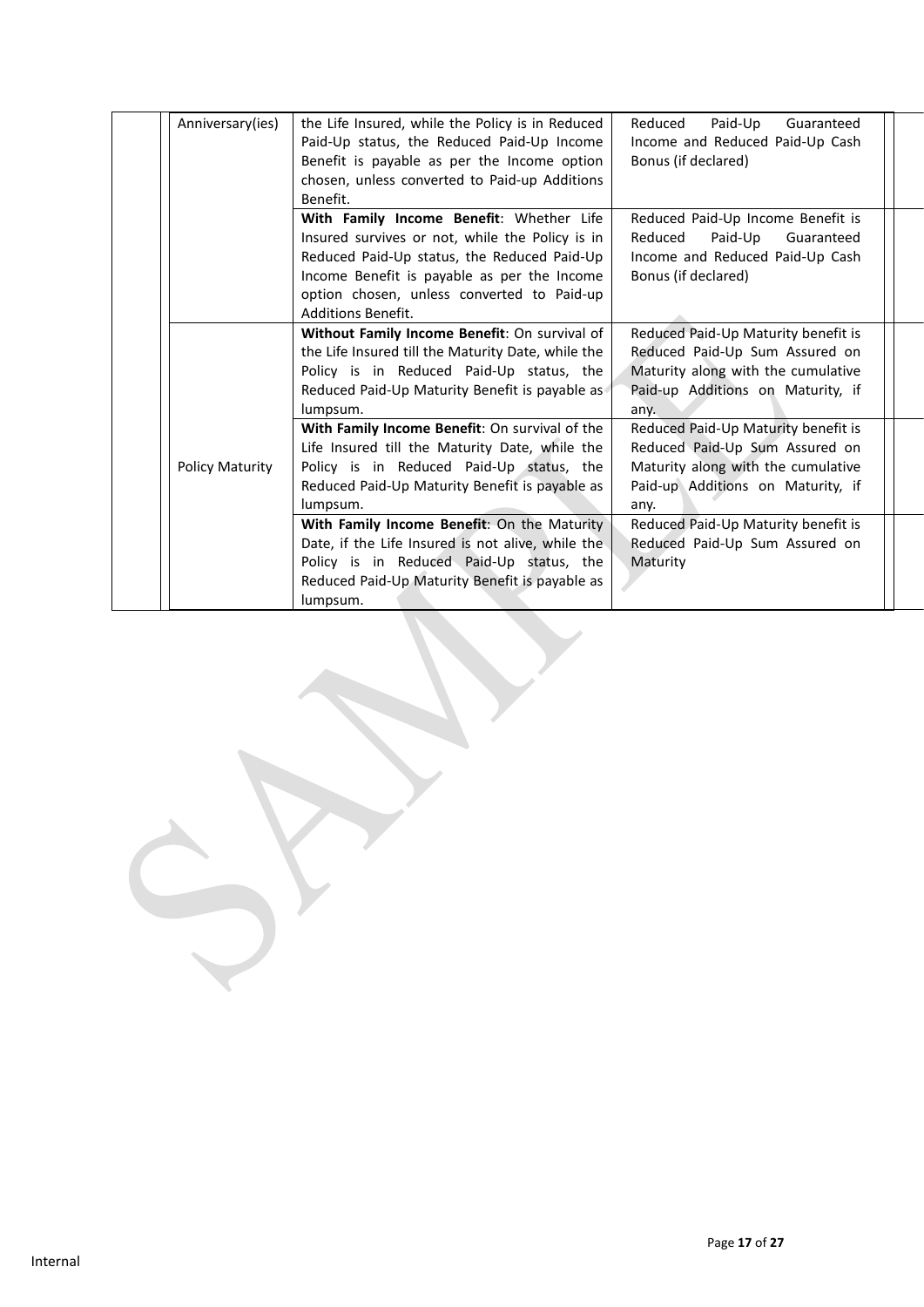| | | | |
|---|---|---|---|
| | Anniversary(ies) | the Life Insured, while the Policy is in Reduced Paid-Up status, the Reduced Paid-Up Income Benefit is payable as per the Income option chosen, unless converted to Paid-up Additions Benefit. | Reduced Paid-Up Guaranteed Income and Reduced Paid-Up Cash Bonus (if declared) |
| | | **With Family Income Benefit**: Whether Life Insured survives or not, while the Policy is in Reduced Paid-Up status, the Reduced Paid-Up Income Benefit is payable as per the Income option chosen, unless converted to Paid-up Additions Benefit. | Reduced Paid-Up Income Benefit is Reduced Paid-Up Guaranteed Income and Reduced Paid-Up Cash Bonus (if declared) |
| | Policy Maturity | **Without Family Income Benefit**: On survival of the Life Insured till the Maturity Date, while the Policy is in Reduced Paid-Up status, the Reduced Paid-Up Maturity Benefit is payable as lumpsum. | Reduced Paid-Up Maturity benefit is Reduced Paid-Up Sum Assured on Maturity along with the cumulative Paid-up Additions on Maturity, if any. |
| | | **With Family Income Benefit**: On survival of the Life Insured till the Maturity Date, while the Policy is in Reduced Paid-Up status, the Reduced Paid-Up Maturity Benefit is payable as lumpsum. | Reduced Paid-Up Maturity benefit is Reduced Paid-Up Sum Assured on Maturity along with the cumulative Paid-up Additions on Maturity, if any. |
| | | **With Family Income Benefit**: On the Maturity Date, if the Life Insured is not alive, while the Policy is in Reduced Paid-Up status, the Reduced Paid-Up Maturity Benefit is payable as lumpsum. | Reduced Paid-Up Maturity benefit is Reduced Paid-Up Sum Assured on Maturity |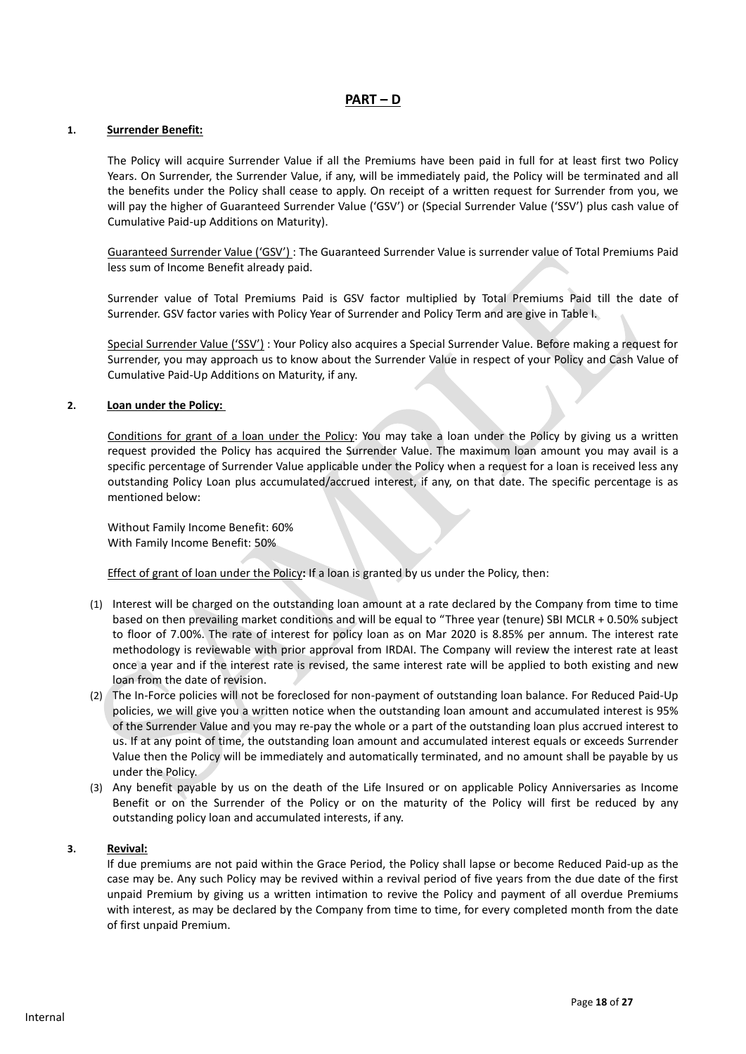## PART – D

**1. Surrender Benefit:**

The Policy will acquire Surrender Value if all the Premiums have been paid in full for at least first two Policy Years. On Surrender, the Surrender Value, if any, will be immediately paid, the Policy will be terminated and all the benefits under the Policy shall cease to apply. On receipt of a written request for Surrender from you, we will pay the higher of Guaranteed Surrender Value ('GSV') or (Special Surrender Value ('SSV') plus cash value of Cumulative Paid-up Additions on Maturity).

Guaranteed Surrender Value ('GSV') : The Guaranteed Surrender Value is surrender value of Total Premiums Paid less sum of Income Benefit already paid.

Surrender value of Total Premiums Paid is GSV factor multiplied by Total Premiums Paid till the date of Surrender. GSV factor varies with Policy Year of Surrender and Policy Term and are give in Table I.

Special Surrender Value ('SSV') : Your Policy also acquires a Special Surrender Value. Before making a request for Surrender, you may approach us to know about the Surrender Value in respect of your Policy and Cash Value of Cumulative Paid-Up Additions on Maturity, if any.

**2. Loan under the Policy:**

Conditions for grant of a loan under the Policy: You may take a loan under the Policy by giving us a written request provided the Policy has acquired the Surrender Value. The maximum loan amount you may avail is a specific percentage of Surrender Value applicable under the Policy when a request for a loan is received less any outstanding Policy Loan plus accumulated/accrued interest, if any, on that date. The specific percentage is as mentioned below:

Without Family Income Benefit: 60%
With Family Income Benefit: 50%

Effect of grant of loan under the Policy**:** If a loan is granted by us under the Policy, then:

(1) Interest will be charged on the outstanding loan amount at a rate declared by the Company from time to time based on then prevailing market conditions and will be equal to "Three year (tenure) SBI MCLR + 0.50% subject to floor of 7.00%. The rate of interest for policy loan as on Mar 2020 is 8.85% per annum. The interest rate methodology is reviewable with prior approval from IRDAI. The Company will review the interest rate at least once a year and if the interest rate is revised, the same interest rate will be applied to both existing and new loan from the date of revision.

(2) The In-Force policies will not be foreclosed for non-payment of outstanding loan balance. For Reduced Paid-Up policies, we will give you a written notice when the outstanding loan amount and accumulated interest is 95% of the Surrender Value and you may re-pay the whole or a part of the outstanding loan plus accrued interest to us. If at any point of time, the outstanding loan amount and accumulated interest equals or exceeds Surrender Value then the Policy will be immediately and automatically terminated, and no amount shall be payable by us under the Policy.

(3) Any benefit payable by us on the death of the Life Insured or on applicable Policy Anniversaries as Income Benefit or on the Surrender of the Policy or on the maturity of the Policy will first be reduced by any outstanding policy loan and accumulated interests, if any.

**3. Revival:**

If due premiums are not paid within the Grace Period, the Policy shall lapse or become Reduced Paid-up as the case may be. Any such Policy may be revived within a revival period of five years from the due date of the first unpaid Premium by giving us a written intimation to revive the Policy and payment of all overdue Premiums with interest, as may be declared by the Company from time to time, for every completed month from the date of first unpaid Premium.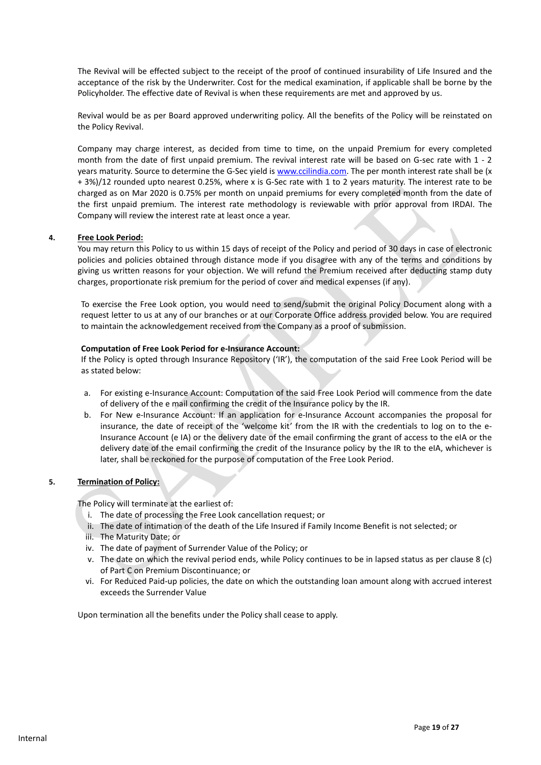The Revival will be effected subject to the receipt of the proof of continued insurability of Life Insured and the acceptance of the risk by the Underwriter. Cost for the medical examination, if applicable shall be borne by the Policyholder. The effective date of Revival is when these requirements are met and approved by us.

Revival would be as per Board approved underwriting policy. All the benefits of the Policy will be reinstated on the Policy Revival.

Company may charge interest, as decided from time to time, on the unpaid Premium for every completed month from the date of first unpaid premium. The revival interest rate will be based on G-sec rate with 1 - 2 years maturity. Source to determine the G-Sec yield is www.ccilindia.com. The per month interest rate shall be (x + 3%)/12 rounded upto nearest 0.25%, where x is G-Sec rate with 1 to 2 years maturity. The interest rate to be charged as on Mar 2020 is 0.75% per month on unpaid premiums for every completed month from the date of the first unpaid premium. The interest rate methodology is reviewable with prior approval from IRDAI. The Company will review the interest rate at least once a year.

**4. Free Look Period:**

You may return this Policy to us within 15 days of receipt of the Policy and period of 30 days in case of electronic policies and policies obtained through distance mode if you disagree with any of the terms and conditions by giving us written reasons for your objection. We will refund the Premium received after deducting stamp duty charges, proportionate risk premium for the period of cover and medical expenses (if any).

To exercise the Free Look option, you would need to send/submit the original Policy Document along with a request letter to us at any of our branches or at our Corporate Office address provided below. You are required to maintain the acknowledgement received from the Company as a proof of submission.

**Computation of Free Look Period for e-Insurance Account:**

If the Policy is opted through Insurance Repository ('IR'), the computation of the said Free Look Period will be as stated below:

a. For existing e-Insurance Account: Computation of the said Free Look Period will commence from the date of delivery of the e mail confirming the credit of the Insurance policy by the IR.
b. For New e-Insurance Account: If an application for e-Insurance Account accompanies the proposal for insurance, the date of receipt of the 'welcome kit' from the IR with the credentials to log on to the e-Insurance Account (e IA) or the delivery date of the email confirming the grant of access to the eIA or the delivery date of the email confirming the credit of the Insurance policy by the IR to the eIA, whichever is later, shall be reckoned for the purpose of computation of the Free Look Period.

**5. Termination of Policy:**

The Policy will terminate at the earliest of:

i. The date of processing the Free Look cancellation request; or
ii. The date of intimation of the death of the Life Insured if Family Income Benefit is not selected; or
iii. The Maturity Date; or
iv. The date of payment of Surrender Value of the Policy; or
v. The date on which the revival period ends, while Policy continues to be in lapsed status as per clause 8 (c) of Part C on Premium Discontinuance; or
vi. For Reduced Paid-up policies, the date on which the outstanding loan amount along with accrued interest exceeds the Surrender Value

Upon termination all the benefits under the Policy shall cease to apply.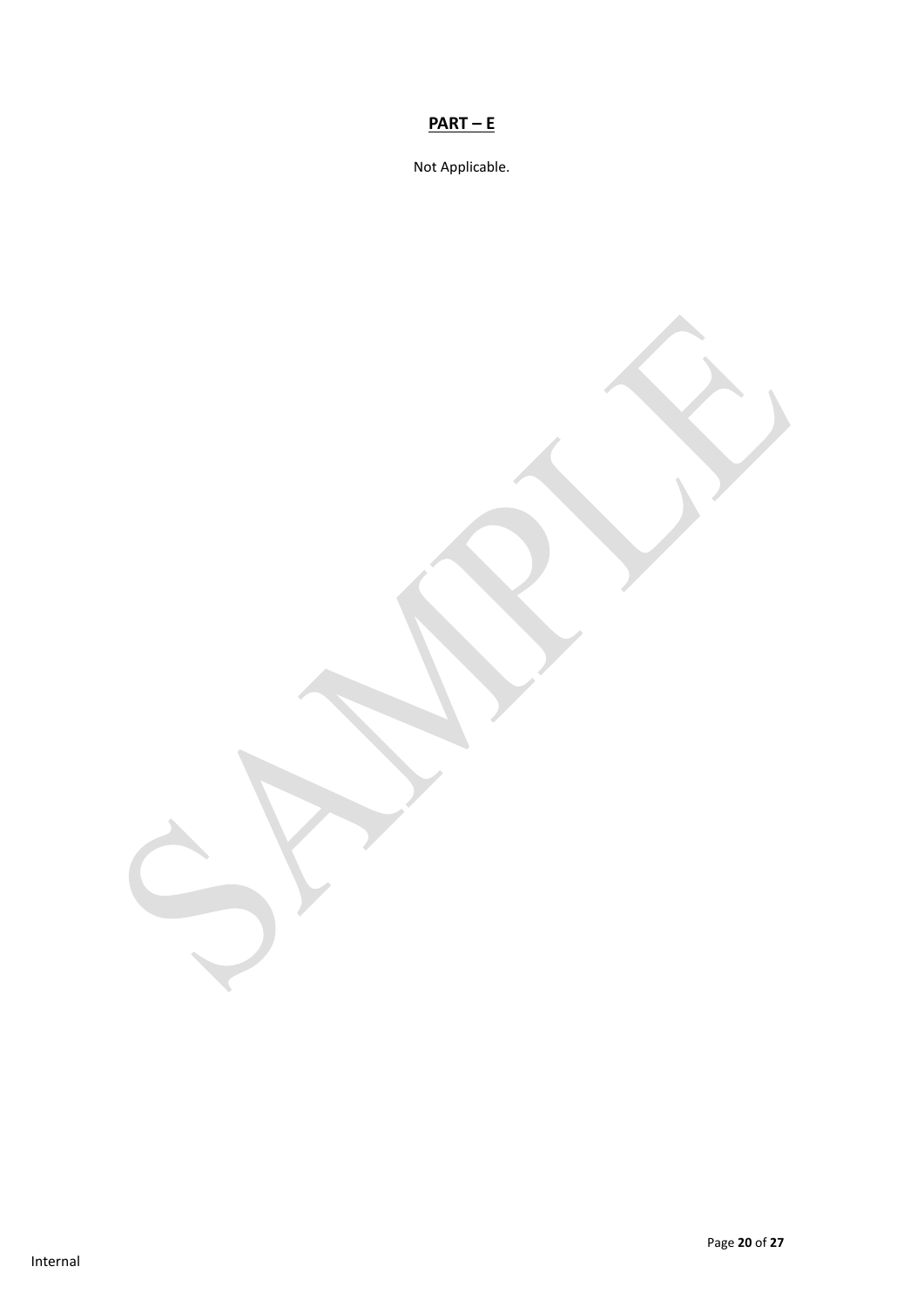**PART – E**

Not Applicable.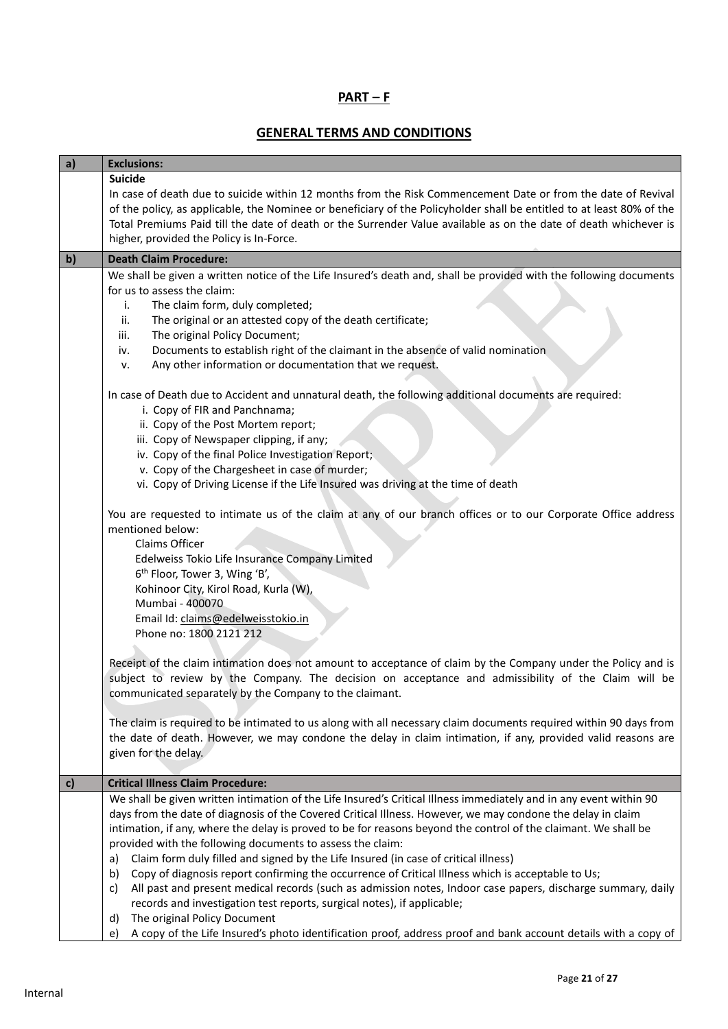## PART – F

## GENERAL TERMS AND CONDITIONS

| a) | Exclusions: |
|---|---|
| | **Suicide**<br>In case of death due to suicide within 12 months from the Risk Commencement Date or from the date of Revival of the policy, as applicable, the Nominee or beneficiary of the Policyholder shall be entitled to at least 80% of the Total Premiums Paid till the date of death or the Surrender Value available as on the date of death whichever is higher, provided the Policy is In-Force. |
| **b)** | **Death Claim Procedure:** |
| | We shall be given a written notice of the Life Insured's death and, shall be provided with the following documents for us to assess the claim:<br>i. The claim form, duly completed;<br>ii. The original or an attested copy of the death certificate;<br>iii. The original Policy Document;<br>iv. Documents to establish right of the claimant in the absence of valid nomination<br>v. Any other information or documentation that we request.<br><br>In case of Death due to Accident and unnatural death, the following additional documents are required:<br>i. Copy of FIR and Panchnama;<br>ii. Copy of the Post Mortem report;<br>iii. Copy of Newspaper clipping, if any;<br>iv. Copy of the final Police Investigation Report;<br>v. Copy of the Chargesheet in case of murder;<br>vi. Copy of Driving License if the Life Insured was driving at the time of death<br><br>You are requested to intimate us of the claim at any of our branch offices or to our Corporate Office address mentioned below:<br>Claims Officer<br>Edelweiss Tokio Life Insurance Company Limited<br>6th Floor, Tower 3, Wing 'B',<br>Kohinoor City, Kirol Road, Kurla (W),<br>Mumbai - 400070<br>Email Id: claims@edelweisstokio.in<br>Phone no: 1800 2121 212<br><br>Receipt of the claim intimation does not amount to acceptance of claim by the Company under the Policy and is subject to review by the Company. The decision on acceptance and admissibility of the Claim will be communicated separately by the Company to the claimant.<br><br>The claim is required to be intimated to us along with all necessary claim documents required within 90 days from the date of death. However, we may condone the delay in claim intimation, if any, provided valid reasons are given for the delay. |
| **c)** | **Critical Illness Claim Procedure:** |
| | We shall be given written intimation of the Life Insured's Critical Illness immediately and in any event within 90 days from the date of diagnosis of the Covered Critical Illness. However, we may condone the delay in claim intimation, if any, where the delay is proved to be for reasons beyond the control of the claimant. We shall be provided with the following documents to assess the claim:<br>a) Claim form duly filled and signed by the Life Insured (in case of critical illness)<br>b) Copy of diagnosis report confirming the occurrence of Critical Illness which is acceptable to Us;<br>c) All past and present medical records (such as admission notes, Indoor case papers, discharge summary, daily records and investigation test reports, surgical notes), if applicable;<br>d) The original Policy Document<br>e) A copy of the Life Insured's photo identification proof, address proof and bank account details with a copy of |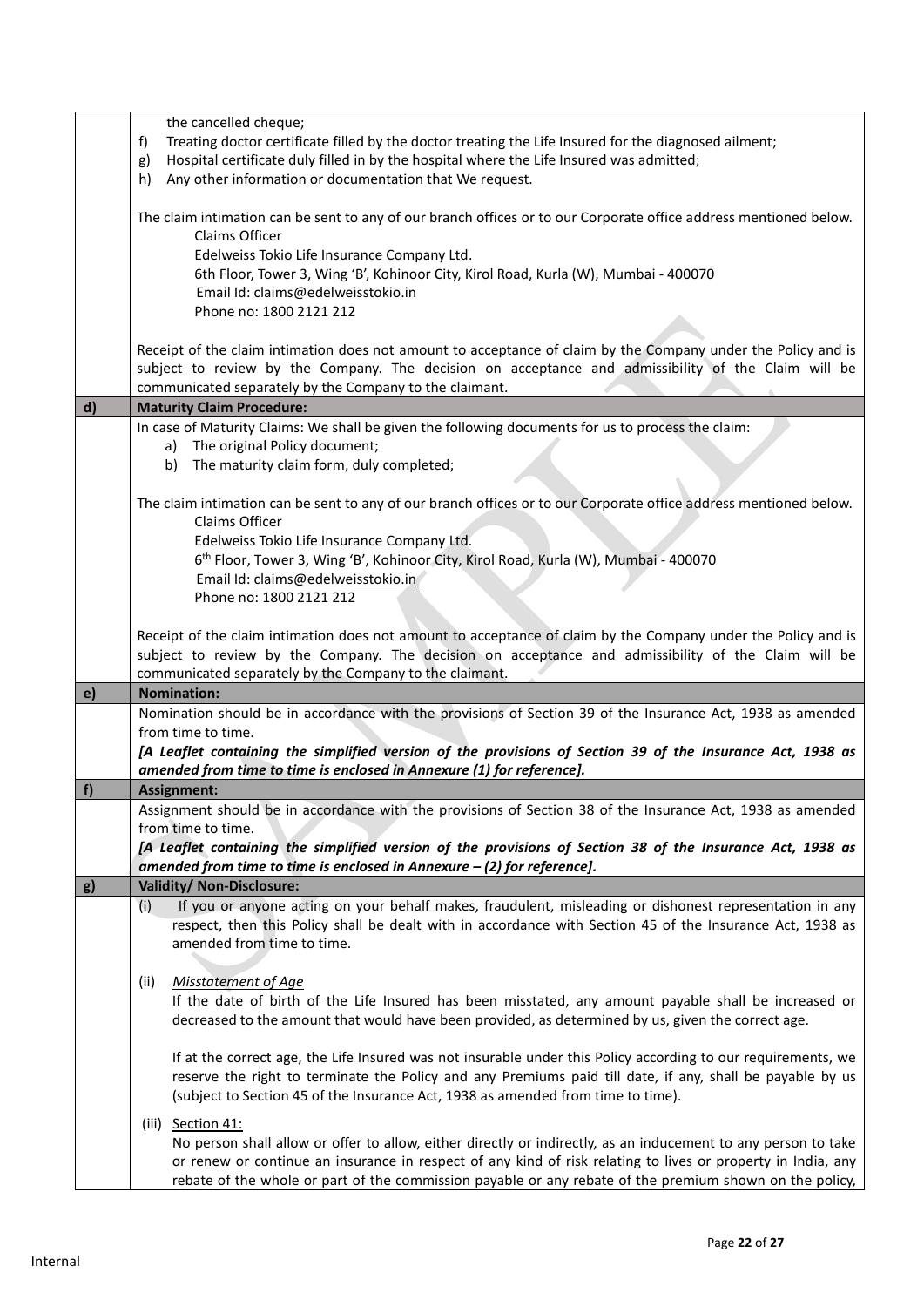the cancelled cheque;

f) Treating doctor certificate filled by the doctor treating the Life Insured for the diagnosed ailment;
g) Hospital certificate duly filled in by the hospital where the Life Insured was admitted;
h) Any other information or documentation that We request.

The claim intimation can be sent to any of our branch offices or to our Corporate office address mentioned below.

Claims Officer
Edelweiss Tokio Life Insurance Company Ltd.
6th Floor, Tower 3, Wing 'B', Kohinoor City, Kirol Road, Kurla (W), Mumbai - 400070
Email Id: claims@edelweisstokio.in
Phone no: 1800 2121 212

Receipt of the claim intimation does not amount to acceptance of claim by the Company under the Policy and is subject to review by the Company. The decision on acceptance and admissibility of the Claim will be communicated separately by the Company to the claimant.

**d) Maturity Claim Procedure:**

In case of Maturity Claims: We shall be given the following documents for us to process the claim:

a) The original Policy document;
b) The maturity claim form, duly completed;

The claim intimation can be sent to any of our branch offices or to our Corporate office address mentioned below.

Claims Officer
Edelweiss Tokio Life Insurance Company Ltd.
6th Floor, Tower 3, Wing 'B', Kohinoor City, Kirol Road, Kurla (W), Mumbai - 400070
Email Id: claims@edelweisstokio.in
Phone no: 1800 2121 212

Receipt of the claim intimation does not amount to acceptance of claim by the Company under the Policy and is subject to review by the Company. The decision on acceptance and admissibility of the Claim will be communicated separately by the Company to the claimant.

**e) Nomination:**

Nomination should be in accordance with the provisions of Section 39 of the Insurance Act, 1938 as amended from time to time.

***[A Leaflet containing the simplified version of the provisions of Section 39 of the Insurance Act, 1938 as amended from time to time is enclosed in Annexure (1) for reference].***

**f) Assignment:**

Assignment should be in accordance with the provisions of Section 38 of the Insurance Act, 1938 as amended from time to time.

***[A Leaflet containing the simplified version of the provisions of Section 38 of the Insurance Act, 1938 as amended from time to time is enclosed in Annexure – (2) for reference].***

**g) Validity/ Non-Disclosure:**

(i) If you or anyone acting on your behalf makes, fraudulent, misleading or dishonest representation in any respect, then this Policy shall be dealt with in accordance with Section 45 of the Insurance Act, 1938 as amended from time to time.

(ii) *Misstatement of Age*

If the date of birth of the Life Insured has been misstated, any amount payable shall be increased or decreased to the amount that would have been provided, as determined by us, given the correct age.

If at the correct age, the Life Insured was not insurable under this Policy according to our requirements, we reserve the right to terminate the Policy and any Premiums paid till date, if any, shall be payable by us (subject to Section 45 of the Insurance Act, 1938 as amended from time to time).

(iii) Section 41:

No person shall allow or offer to allow, either directly or indirectly, as an inducement to any person to take or renew or continue an insurance in respect of any kind of risk relating to lives or property in India, any rebate of the whole or part of the commission payable or any rebate of the premium shown on the policy,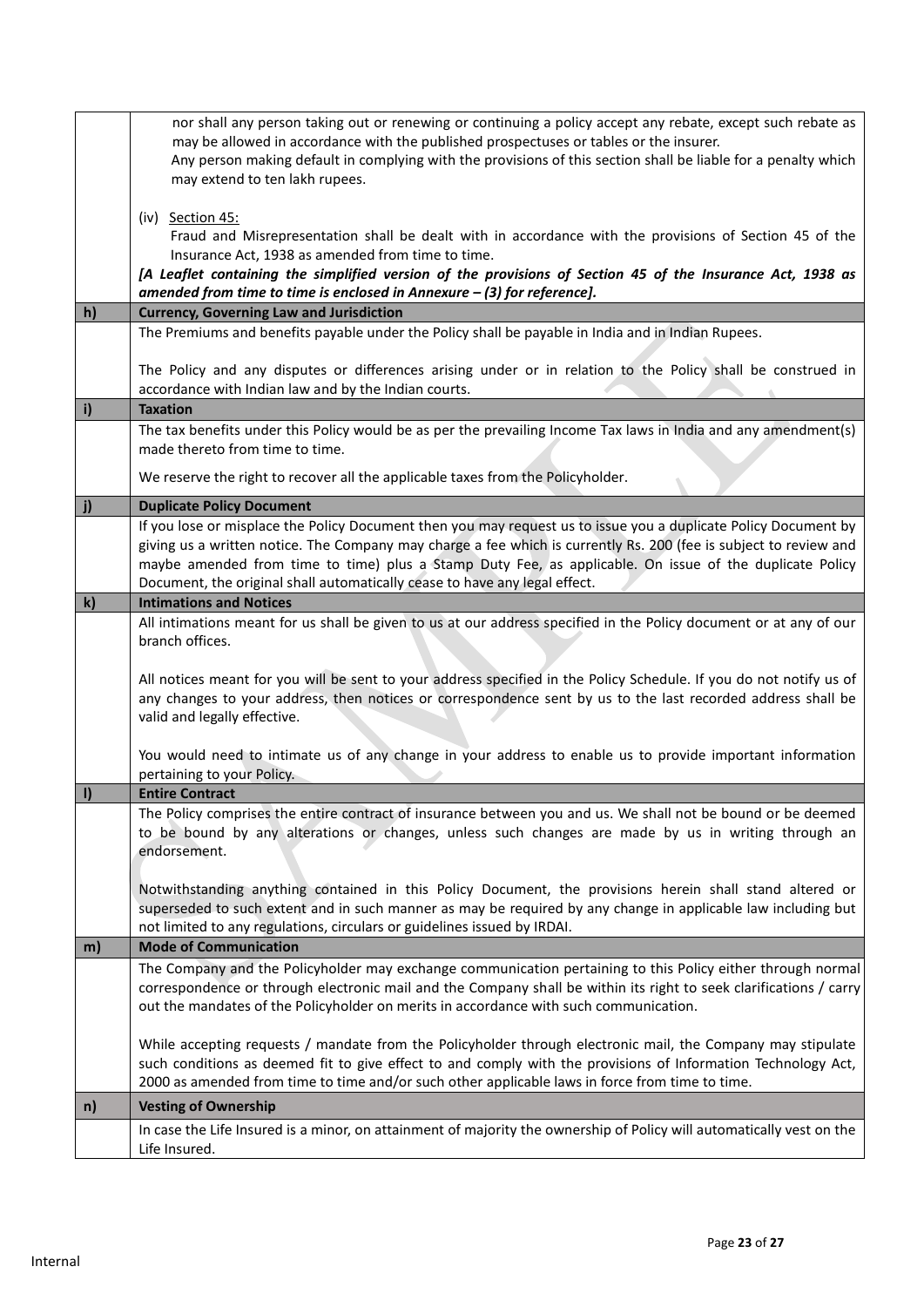| | |
|---|---|
| | nor shall any person taking out or renewing or continuing a policy accept any rebate, except such rebate as may be allowed in accordance with the published prospectuses or tables or the insurer. Any person making default in complying with the provisions of this section shall be liable for a penalty which may extend to ten lakh rupees.<br><br>(iv) Section 45:<br>Fraud and Misrepresentation shall be dealt with in accordance with the provisions of Section 45 of the Insurance Act, 1938 as amended from time to time.<br>***[A Leaflet containing the simplified version of the provisions of Section 45 of the Insurance Act, 1938 as amended from time to time is enclosed in Annexure – (3) for reference].*** |
| **h)** | **Currency, Governing Law and Jurisdiction** |
| | The Premiums and benefits payable under the Policy shall be payable in India and in Indian Rupees.<br><br>The Policy and any disputes or differences arising under or in relation to the Policy shall be construed in accordance with Indian law and by the Indian courts. |
| **i)** | **Taxation** |
| | The tax benefits under this Policy would be as per the prevailing Income Tax laws in India and any amendment(s) made thereto from time to time.<br><br>We reserve the right to recover all the applicable taxes from the Policyholder. |
| **j)** | **Duplicate Policy Document** |
| | If you lose or misplace the Policy Document then you may request us to issue you a duplicate Policy Document by giving us a written notice. The Company may charge a fee which is currently Rs. 200 (fee is subject to review and maybe amended from time to time) plus a Stamp Duty Fee, as applicable. On issue of the duplicate Policy Document, the original shall automatically cease to have any legal effect. |
| **k)** | **Intimations and Notices** |
| | All intimations meant for us shall be given to us at our address specified in the Policy document or at any of our branch offices.<br><br>All notices meant for you will be sent to your address specified in the Policy Schedule. If you do not notify us of any changes to your address, then notices or correspondence sent by us to the last recorded address shall be valid and legally effective.<br><br>You would need to intimate us of any change in your address to enable us to provide important information pertaining to your Policy. |
| **l)** | **Entire Contract** |
| | The Policy comprises the entire contract of insurance between you and us. We shall not be bound or be deemed to be bound by any alterations or changes, unless such changes are made by us in writing through an endorsement.<br><br>Notwithstanding anything contained in this Policy Document, the provisions herein shall stand altered or superseded to such extent and in such manner as may be required by any change in applicable law including but not limited to any regulations, circulars or guidelines issued by IRDAI. |
| **m)** | **Mode of Communication** |
| | The Company and the Policyholder may exchange communication pertaining to this Policy either through normal correspondence or through electronic mail and the Company shall be within its right to seek clarifications / carry out the mandates of the Policyholder on merits in accordance with such communication.<br><br>While accepting requests / mandate from the Policyholder through electronic mail, the Company may stipulate such conditions as deemed fit to give effect to and comply with the provisions of Information Technology Act, 2000 as amended from time to time and/or such other applicable laws in force from time to time. |
| **n)** | **Vesting of Ownership** |
| | In case the Life Insured is a minor, on attainment of majority the ownership of Policy will automatically vest on the Life Insured. |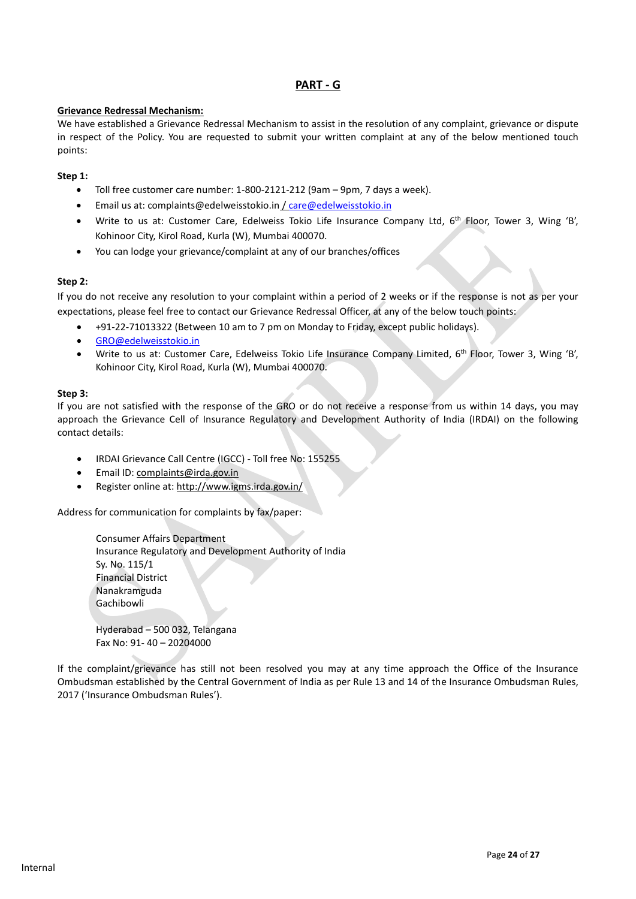# PART - G

**Grievance Redressal Mechanism:**

We have established a Grievance Redressal Mechanism to assist in the resolution of any complaint, grievance or dispute in respect of the Policy. You are requested to submit your written complaint at any of the below mentioned touch points:

**Step 1:**

- Toll free customer care number: 1-800-2121-212 (9am – 9pm, 7 days a week).
- Email us at: complaints@edelweisstokio.in / care@edelweisstokio.in
- Write to us at: Customer Care, Edelweiss Tokio Life Insurance Company Ltd, 6th Floor, Tower 3, Wing 'B', Kohinoor City, Kirol Road, Kurla (W), Mumbai 400070.
- You can lodge your grievance/complaint at any of our branches/offices

**Step 2:**

If you do not receive any resolution to your complaint within a period of 2 weeks or if the response is not as per your expectations, please feel free to contact our Grievance Redressal Officer, at any of the below touch points:

- +91-22-71013322 (Between 10 am to 7 pm on Monday to Friday, except public holidays).
- GRO@edelweisstokio.in
- Write to us at: Customer Care, Edelweiss Tokio Life Insurance Company Limited, 6th Floor, Tower 3, Wing 'B', Kohinoor City, Kirol Road, Kurla (W), Mumbai 400070.

**Step 3:**

If you are not satisfied with the response of the GRO or do not receive a response from us within 14 days, you may approach the Grievance Cell of Insurance Regulatory and Development Authority of India (IRDAI) on the following contact details:

- IRDAI Grievance Call Centre (IGCC) - Toll free No: 155255
- Email ID: complaints@irda.gov.in
- Register online at: http://www.igms.irda.gov.in/

Address for communication for complaints by fax/paper:

Consumer Affairs Department
Insurance Regulatory and Development Authority of India
Sy. No. 115/1
Financial District
Nanakramguda
Gachibowli

Hyderabad – 500 032, Telangana
Fax No: 91- 40 – 20204000

If the complaint/grievance has still not been resolved you may at any time approach the Office of the Insurance Ombudsman established by the Central Government of India as per Rule 13 and 14 of the Insurance Ombudsman Rules, 2017 ('Insurance Ombudsman Rules').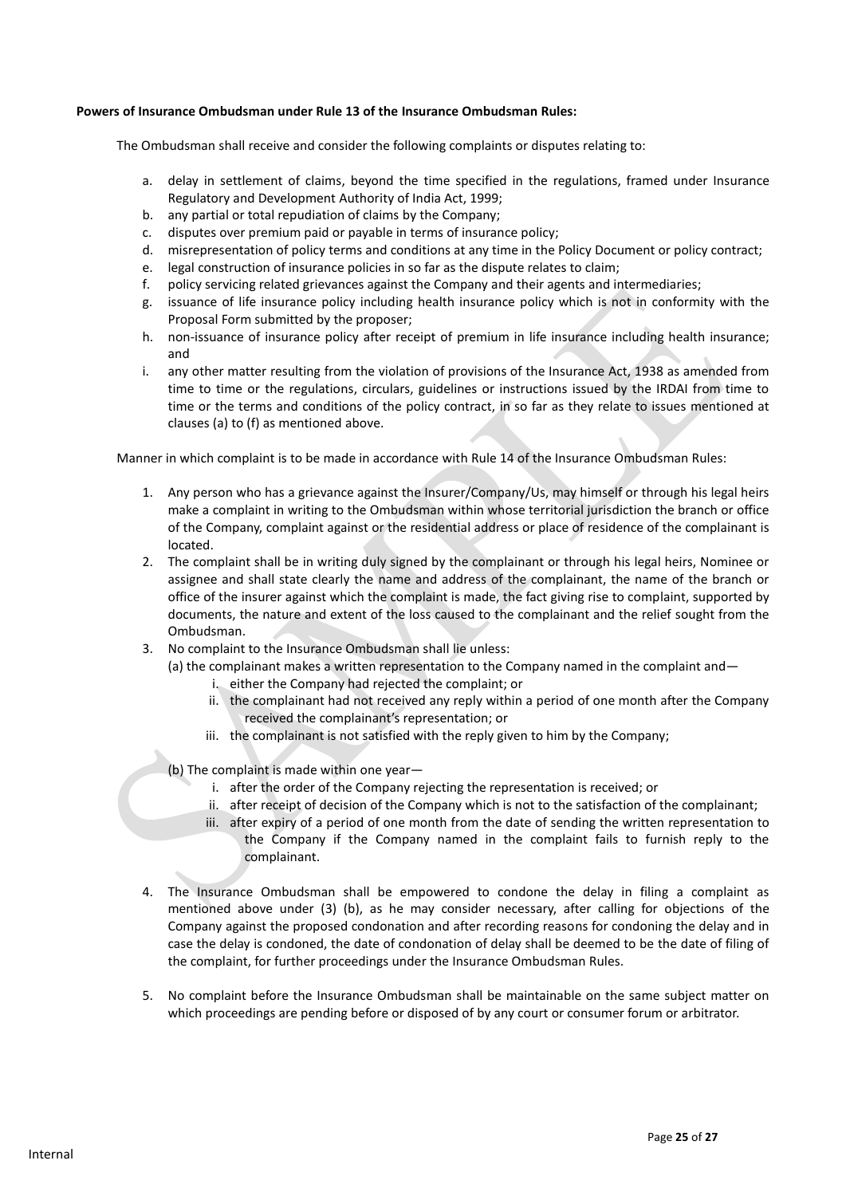**Powers of Insurance Ombudsman under Rule 13 of the Insurance Ombudsman Rules:**

The Ombudsman shall receive and consider the following complaints or disputes relating to:

a. delay in settlement of claims, beyond the time specified in the regulations, framed under Insurance Regulatory and Development Authority of India Act, 1999;
b. any partial or total repudiation of claims by the Company;
c. disputes over premium paid or payable in terms of insurance policy;
d. misrepresentation of policy terms and conditions at any time in the Policy Document or policy contract;
e. legal construction of insurance policies in so far as the dispute relates to claim;
f. policy servicing related grievances against the Company and their agents and intermediaries;
g. issuance of life insurance policy including health insurance policy which is not in conformity with the Proposal Form submitted by the proposer;
h. non-issuance of insurance policy after receipt of premium in life insurance including health insurance; and
i. any other matter resulting from the violation of provisions of the Insurance Act, 1938 as amended from time to time or the regulations, circulars, guidelines or instructions issued by the IRDAI from time to time or the terms and conditions of the policy contract, in so far as they relate to issues mentioned at clauses (a) to (f) as mentioned above.

Manner in which complaint is to be made in accordance with Rule 14 of the Insurance Ombudsman Rules:

1. Any person who has a grievance against the Insurer/Company/Us, may himself or through his legal heirs make a complaint in writing to the Ombudsman within whose territorial jurisdiction the branch or office of the Company, complaint against or the residential address or place of residence of the complainant is located.
2. The complaint shall be in writing duly signed by the complainant or through his legal heirs, Nominee or assignee and shall state clearly the name and address of the complainant, the name of the branch or office of the insurer against which the complaint is made, the fact giving rise to complaint, supported by documents, the nature and extent of the loss caused to the complainant and the relief sought from the Ombudsman.
3. No complaint to the Insurance Ombudsman shall lie unless:

   (a) the complainant makes a written representation to the Company named in the complaint and—

   i. either the Company had rejected the complaint; or
   ii. the complainant had not received any reply within a period of one month after the Company received the complainant's representation; or
   iii. the complainant is not satisfied with the reply given to him by the Company;

   (b) The complaint is made within one year—

   i. after the order of the Company rejecting the representation is received; or
   ii. after receipt of decision of the Company which is not to the satisfaction of the complainant;
   iii. after expiry of a period of one month from the date of sending the written representation to the Company if the Company named in the complaint fails to furnish reply to the complainant.

4. The Insurance Ombudsman shall be empowered to condone the delay in filing a complaint as mentioned above under (3) (b), as he may consider necessary, after calling for objections of the Company against the proposed condonation and after recording reasons for condoning the delay and in case the delay is condoned, the date of condonation of delay shall be deemed to be the date of filing of the complaint, for further proceedings under the Insurance Ombudsman Rules.

5. No complaint before the Insurance Ombudsman shall be maintainable on the same subject matter on which proceedings are pending before or disposed of by any court or consumer forum or arbitrator.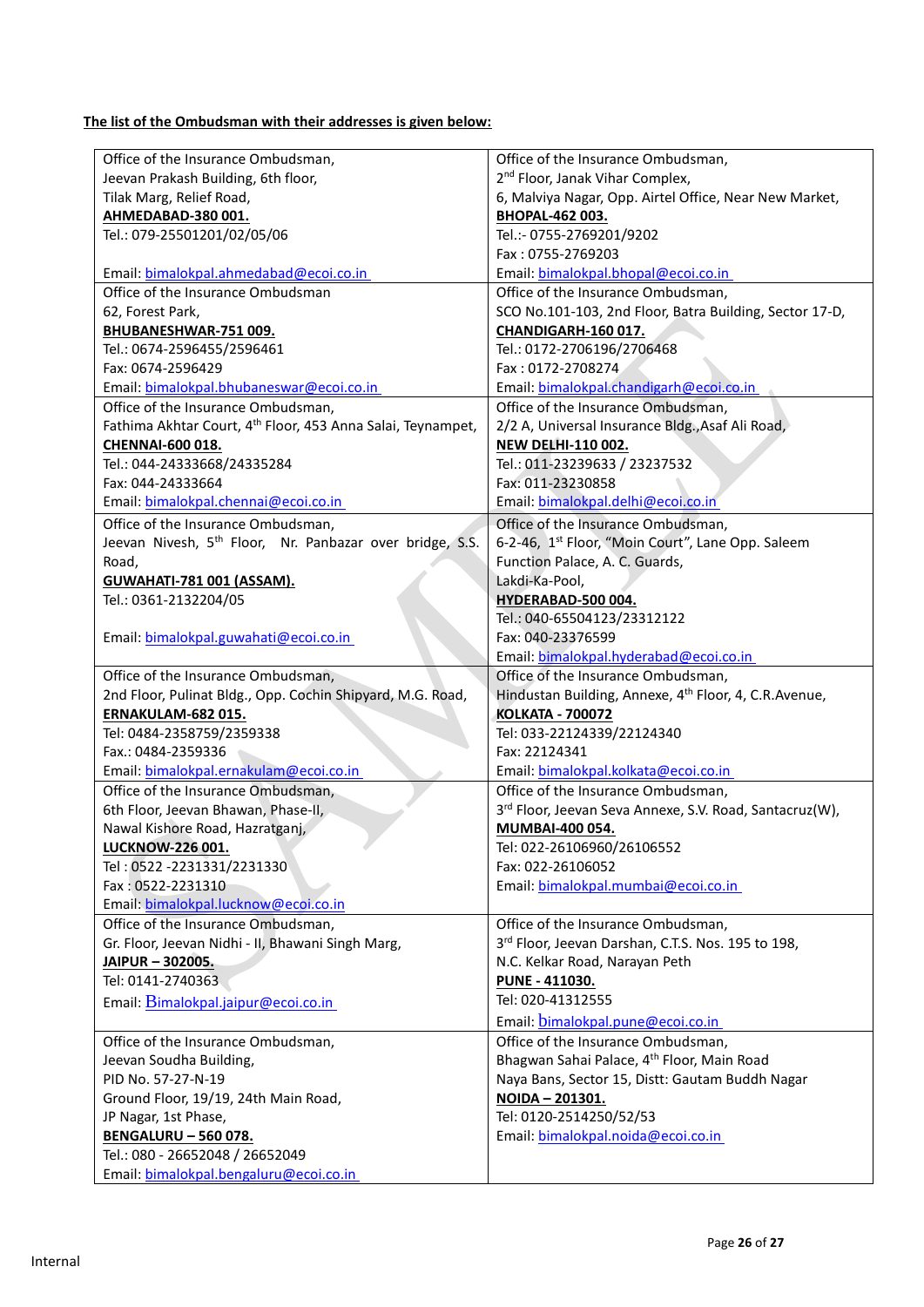**The list of the Ombudsman with their addresses is given below:**

| | |
|---|---|
| Office of the Insurance Ombudsman,<br>Jeevan Prakash Building, 6th floor,<br>Tilak Marg, Relief Road,<br>**AHMEDABAD-380 001.**<br>Tel.: 079-25501201/02/05/06<br><br>Email: bimalokpal.ahmedabad@ecoi.co.in | Office of the Insurance Ombudsman,<br>2nd Floor, Janak Vihar Complex,<br>6, Malviya Nagar, Opp. Airtel Office, Near New Market,<br>**BHOPAL-462 003.**<br>Tel.:- 0755-2769201/9202<br>Fax : 0755-2769203<br>Email: bimalokpal.bhopal@ecoi.co.in |
| Office of the Insurance Ombudsman<br>62, Forest Park,<br>**BHUBANESHWAR-751 009.**<br>Tel.: 0674-2596455/2596461<br>Fax: 0674-2596429<br>Email: bimalokpal.bhubaneswar@ecoi.co.in | Office of the Insurance Ombudsman,<br>SCO No.101-103, 2nd Floor, Batra Building, Sector 17-D,<br>**CHANDIGARH-160 017.**<br>Tel.: 0172-2706196/2706468<br>Fax : 0172-2708274<br>Email: bimalokpal.chandigarh@ecoi.co.in |
| Office of the Insurance Ombudsman,<br>Fathima Akhtar Court, 4th Floor, 453 Anna Salai, Teynampet,<br>**CHENNAI-600 018.**<br>Tel.: 044-24333668/24335284<br>Fax: 044-24333664<br>Email: bimalokpal.chennai@ecoi.co.in | Office of the Insurance Ombudsman,<br>2/2 A, Universal Insurance Bldg.,Asaf Ali Road,<br>**NEW DELHI-110 002.**<br>Tel.: 011-23239633 / 23237532<br>Fax: 011-23230858<br>Email: bimalokpal.delhi@ecoi.co.in |
| Office of the Insurance Ombudsman,<br>Jeevan Nivesh, 5th Floor, Nr. Panbazar over bridge, S.S. Road,<br>**GUWAHATI-781 001 (ASSAM).**<br>Tel.: 0361-2132204/05<br><br>Email: bimalokpal.guwahati@ecoi.co.in | Office of the Insurance Ombudsman,<br>6-2-46, 1st Floor, "Moin Court", Lane Opp. Saleem Function Palace, A. C. Guards,<br>Lakdi-Ka-Pool,<br>**HYDERABAD-500 004.**<br>Tel.: 040-65504123/23312122<br>Fax: 040-23376599<br>Email: bimalokpal.hyderabad@ecoi.co.in |
| Office of the Insurance Ombudsman,<br>2nd Floor, Pulinat Bldg., Opp. Cochin Shipyard, M.G. Road,<br>**ERNAKULAM-682 015.**<br>Tel: 0484-2358759/2359338<br>Fax.: 0484-2359336<br>Email: bimalokpal.ernakulam@ecoi.co.in | Office of the Insurance Ombudsman,<br>Hindustan Building, Annexe, 4th Floor, 4, C.R.Avenue,<br>**KOLKATA - 700072**<br>Tel: 033-22124339/22124340<br>Fax: 22124341<br>Email: bimalokpal.kolkata@ecoi.co.in |
| Office of the Insurance Ombudsman,<br>6th Floor, Jeevan Bhawan, Phase-II,<br>Nawal Kishore Road, Hazratganj,<br>**LUCKNOW-226 001.**<br>Tel : 0522 -2231331/2231330<br>Fax : 0522-2231310<br>Email: bimalokpal.lucknow@ecoi.co.in | Office of the Insurance Ombudsman,<br>3rd Floor, Jeevan Seva Annexe, S.V. Road, Santacruz(W),<br>**MUMBAI-400 054.**<br>Tel: 022-26106960/26106552<br>Fax: 022-26106052<br>Email: bimalokpal.mumbai@ecoi.co.in |
| Office of the Insurance Ombudsman,<br>Gr. Floor, Jeevan Nidhi - II, Bhawani Singh Marg,<br>**JAIPUR – 302005.**<br>Tel: 0141-2740363<br>Email: Bimalokpal.jaipur@ecoi.co.in | Office of the Insurance Ombudsman,<br>3rd Floor, Jeevan Darshan, C.T.S. Nos. 195 to 198,<br>N.C. Kelkar Road, Narayan Peth<br>**PUNE - 411030.**<br>Tel: 020-41312555<br>Email: bimalokpal.pune@ecoi.co.in |
| Office of the Insurance Ombudsman,<br>Jeevan Soudha Building,<br>PID No. 57-27-N-19<br>Ground Floor, 19/19, 24th Main Road,<br>JP Nagar, 1st Phase,<br>**BENGALURU – 560 078.**<br>Tel.: 080 - 26652048 / 26652049<br>Email: bimalokpal.bengaluru@ecoi.co.in | Office of the Insurance Ombudsman,<br>Bhagwan Sahai Palace, 4th Floor, Main Road<br>Naya Bans, Sector 15, Distt: Gautam Buddh Nagar<br>**NOIDA – 201301.**<br>Tel: 0120-2514250/52/53<br>Email: bimalokpal.noida@ecoi.co.in |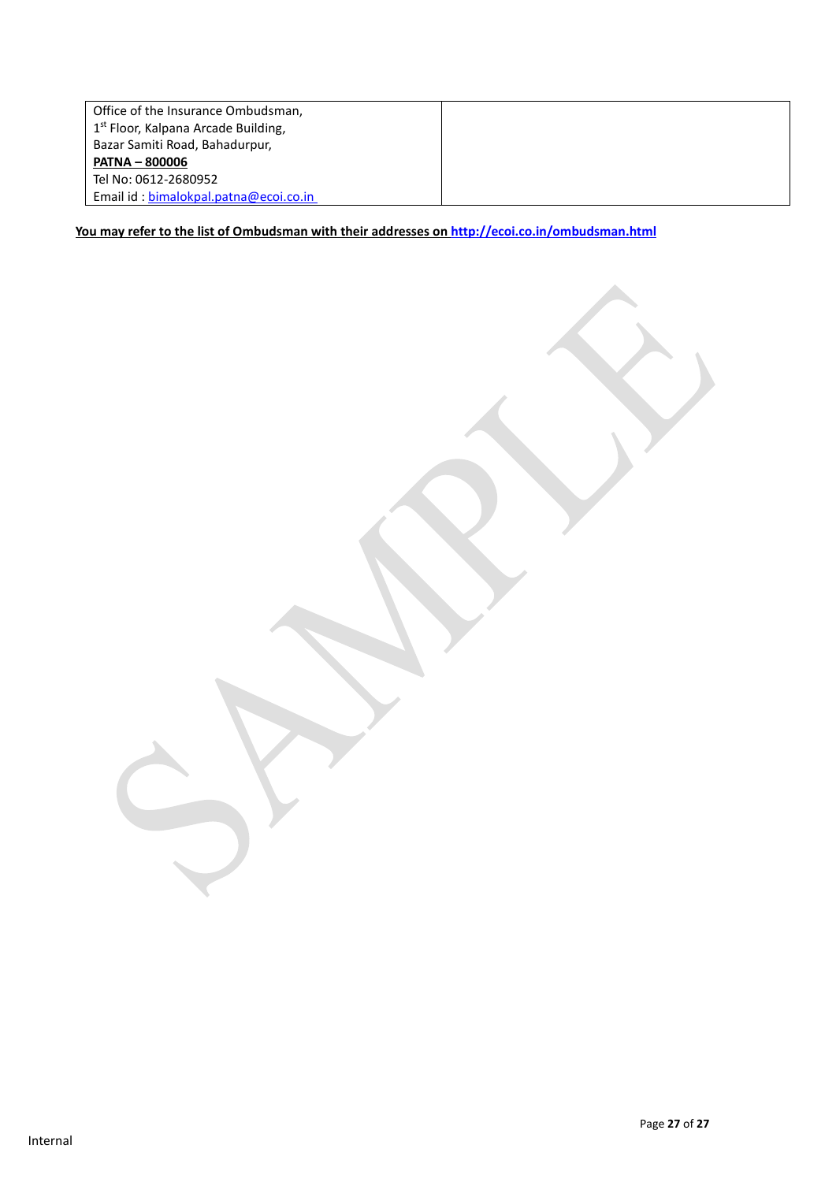| | |
|---|---|
| Office of the Insurance Ombudsman,<br>1st Floor, Kalpana Arcade Building,<br>Bazar Samiti Road, Bahadurpur,<br>**PATNA – 800006**<br>Tel No: 0612-2680952<br>Email id : bimalokpal.patna@ecoi.co.in | |

**You may refer to the list of Ombudsman with their addresses on http://ecoi.co.in/ombudsman.html**

SAMPLE

Internal